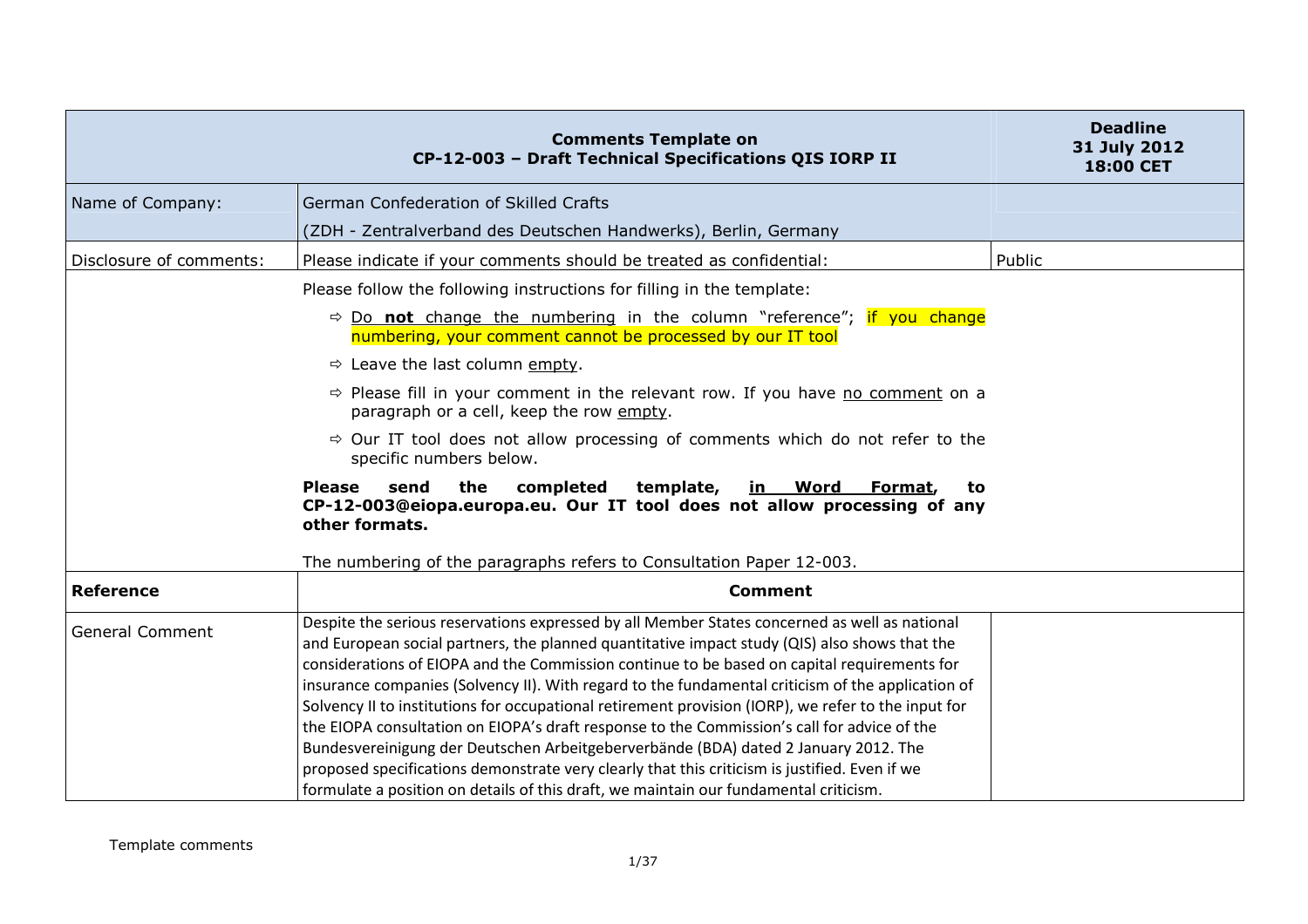| Comments Template on CP-12-003 – Draft Technical Specifications QIS IORP II | | Deadline 31 July 2012 18:00 CET |
|---|---|---|
| Name of Company: | German Confederation of Skilled Crafts (ZDH - Zentralverband des Deutschen Handwerks), Berlin, Germany | |
| Disclosure of comments: | Please indicate if your comments should be treated as confidential: | Public |
| | Please follow the following instructions for filling in the template: ⇨ Do **not** change the numbering in the column "reference"; if you change numbering, your comment cannot be processed by our IT tool ⇨ Leave the last column empty. ⇨ Please fill in your comment in the relevant row. If you have no comment on a paragraph or a cell, keep the row empty. ⇨ Our IT tool does not allow processing of comments which do not refer to the specific numbers below. **Please send the completed template, in Word Format, to CP-12-003@eiopa.europa.eu. Our IT tool does not allow processing of any other formats.** The numbering of the paragraphs refers to Consultation Paper 12-003. | |
| **Reference** | **Comment** | |
| General Comment | Despite the serious reservations expressed by all Member States concerned as well as national and European social partners, the planned quantitative impact study (QIS) also shows that the considerations of EIOPA and the Commission continue to be based on capital requirements for insurance companies (Solvency II). With regard to the fundamental criticism of the application of Solvency II to institutions for occupational retirement provision (IORP), we refer to the input for the EIOPA consultation on EIOPA's draft response to the Commission's call for advice of the Bundesvereinigung der Deutschen Arbeitgeberverbände (BDA) dated 2 January 2012. The proposed specifications demonstrate very clearly that this criticism is justified. Even if we formulate a position on details of this draft, we maintain our fundamental criticism. | |

Template comments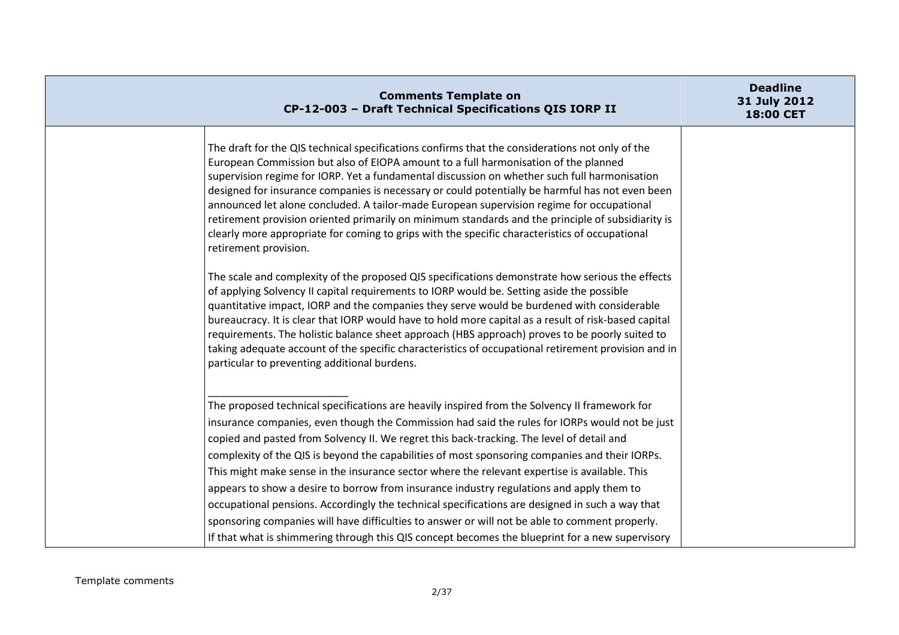| Comments Template on CP-12-003 – Draft Technical Specifications QIS IORP II | | Deadline 31 July 2012 18:00 CET |
|---|---|---|
| | The draft for the QIS technical specifications confirms that the considerations not only of the European Commission but also of EIOPA amount to a full harmonisation of the planned supervision regime for IORP. Yet a fundamental discussion on whether such full harmonisation designed for insurance companies is necessary or could potentially be harmful has not even been announced let alone concluded. A tailor-made European supervision regime for occupational retirement provision oriented primarily on minimum standards and the principle of subsidiarity is clearly more appropriate for coming to grips with the specific characteristics of occupational retirement provision.<br><br>The scale and complexity of the proposed QIS specifications demonstrate how serious the effects of applying Solvency II capital requirements to IORP would be. Setting aside the possible quantitative impact, IORP and the companies they serve would be burdened with considerable bureaucracy. It is clear that IORP would have to hold more capital as a result of risk-based capital requirements. The holistic balance sheet approach (HBS approach) proves to be poorly suited to taking adequate account of the specific characteristics of occupational retirement provision and in particular to preventing additional burdens.<br><br>\_\_\_\_\_\_\_\_\_\_\_\_\_\_\_\_\_\_\_\_\_\_\_\_<br>The proposed technical specifications are heavily inspired from the Solvency II framework for insurance companies, even though the Commission had said the rules for IORPs would not be just copied and pasted from Solvency II. We regret this back-tracking. The level of detail and complexity of the QIS is beyond the capabilities of most sponsoring companies and their IORPs. This might make sense in the insurance sector where the relevant expertise is available. This appears to show a desire to borrow from insurance industry regulations and apply them to occupational pensions. Accordingly the technical specifications are designed in such a way that sponsoring companies will have difficulties to answer or will not be able to comment properly. If that what is shimmering through this QIS concept becomes the blueprint for a new supervisory | |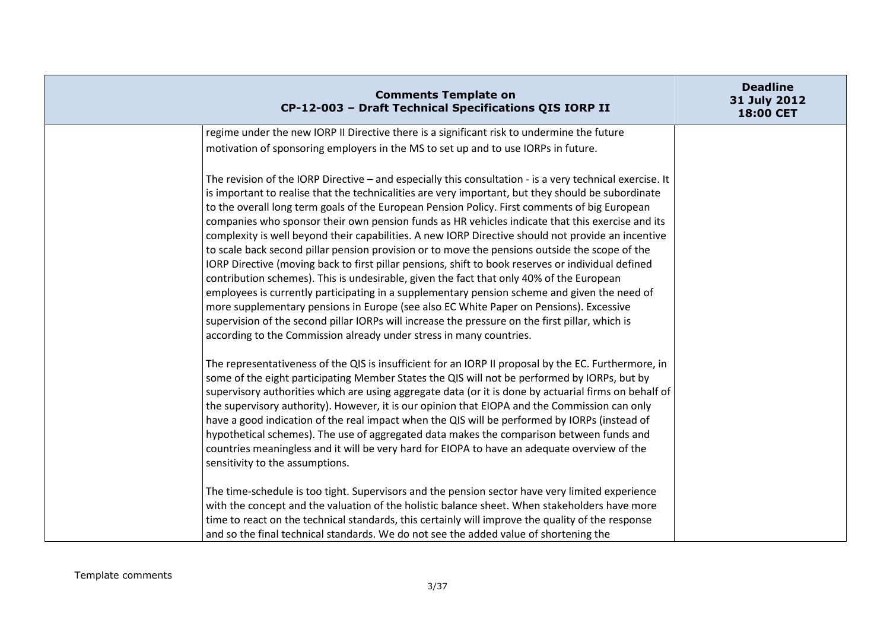| | | |
|---|---|---|
| | regime under the new IORP II Directive there is a significant risk to undermine the future motivation of sponsoring employers in the MS to set up and to use IORPs in future.<br><br>The revision of the IORP Directive – and especially this consultation - is a very technical exercise. It is important to realise that the technicalities are very important, but they should be subordinate to the overall long term goals of the European Pension Policy. First comments of big European companies who sponsor their own pension funds as HR vehicles indicate that this exercise and its complexity is well beyond their capabilities. A new IORP Directive should not provide an incentive to scale back second pillar pension provision or to move the pensions outside the scope of the IORP Directive (moving back to first pillar pensions, shift to book reserves or individual defined contribution schemes). This is undesirable, given the fact that only 40% of the European employees is currently participating in a supplementary pension scheme and given the need of more supplementary pensions in Europe (see also EC White Paper on Pensions). Excessive supervision of the second pillar IORPs will increase the pressure on the first pillar, which is according to the Commission already under stress in many countries.<br><br>The representativeness of the QIS is insufficient for an IORP II proposal by the EC. Furthermore, in some of the eight participating Member States the QIS will not be performed by IORPs, but by supervisory authorities which are using aggregate data (or it is done by actuarial firms on behalf of the supervisory authority). However, it is our opinion that EIOPA and the Commission can only have a good indication of the real impact when the QIS will be performed by IORPs (instead of hypothetical schemes). The use of aggregated data makes the comparison between funds and countries meaningless and it will be very hard for EIOPA to have an adequate overview of the sensitivity to the assumptions.<br><br>The time-schedule is too tight. Supervisors and the pension sector have very limited experience with the concept and the valuation of the holistic balance sheet. When stakeholders have more time to react on the technical standards, this certainly will improve the quality of the response and so the final technical standards. We do not see the added value of shortening the | |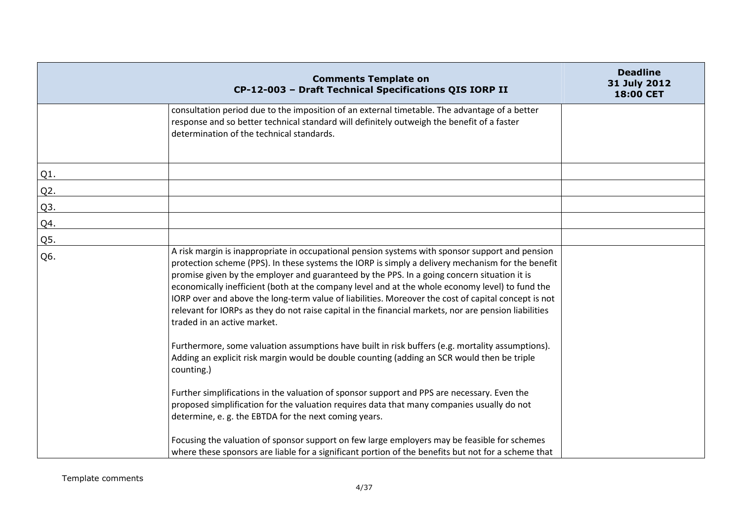| Comments Template on CP-12-003 – Draft Technical Specifications QIS IORP II | | Deadline 31 July 2012 18:00 CET |
|---|---|---|
| | consultation period due to the imposition of an external timetable. The advantage of a better response and so better technical standard will definitely outweigh the benefit of a faster determination of the technical standards. | |
| Q1. | | |
| Q2. | | |
| Q3. | | |
| Q4. | | |
| Q5. | | |
| Q6. | A risk margin is inappropriate in occupational pension systems with sponsor support and pension protection scheme (PPS). In these systems the IORP is simply a delivery mechanism for the benefit promise given by the employer and guaranteed by the PPS. In a going concern situation it is economically inefficient (both at the company level and at the whole economy level) to fund the IORP over and above the long-term value of liabilities. Moreover the cost of capital concept is not relevant for IORPs as they do not raise capital in the financial markets, nor are pension liabilities traded in an active market.<br><br>Furthermore, some valuation assumptions have built in risk buffers (e.g. mortality assumptions). Adding an explicit risk margin would be double counting (adding an SCR would then be triple counting.)<br><br>Further simplifications in the valuation of sponsor support and PPS are necessary. Even the proposed simplification for the valuation requires data that many companies usually do not determine, e. g. the EBTDA for the next coming years.<br><br>Focusing the valuation of sponsor support on few large employers may be feasible for schemes where these sponsors are liable for a significant portion of the benefits but not for a scheme that | |

Template comments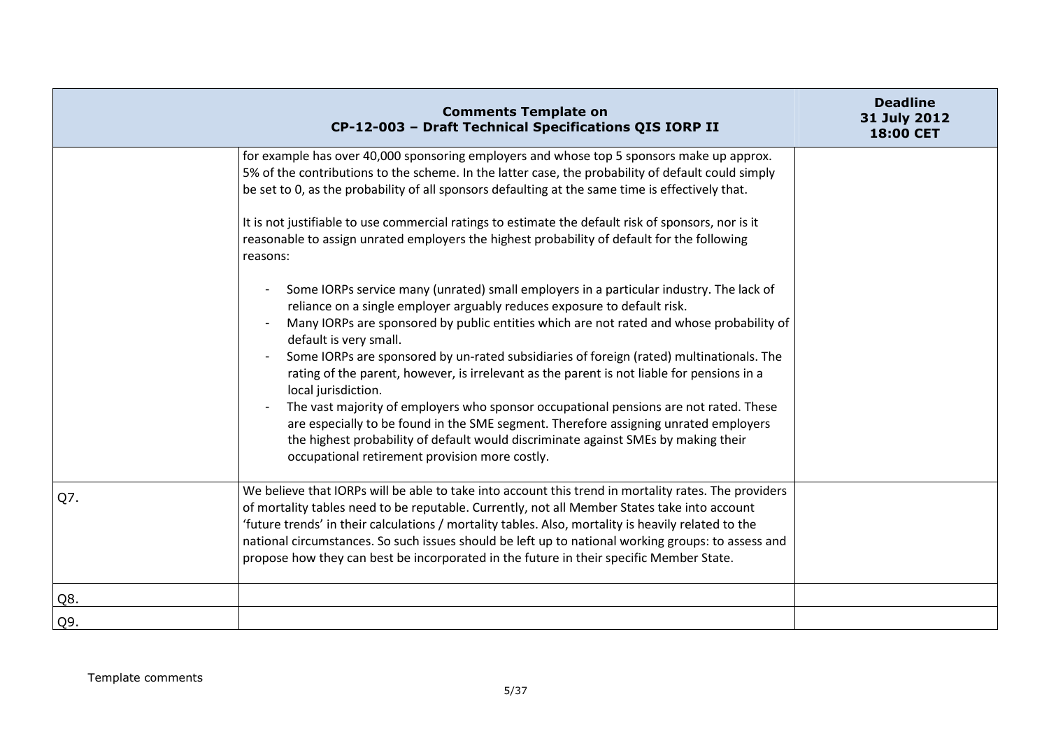| Comments Template on CP-12-003 – Draft Technical Specifications QIS IORP II | | Deadline 31 July 2012 18:00 CET |
|---|---|---|
| | for example has over 40,000 sponsoring employers and whose top 5 sponsors make up approx. 5% of the contributions to the scheme. In the latter case, the probability of default could simply be set to 0, as the probability of all sponsors defaulting at the same time is effectively that.<br><br>It is not justifiable to use commercial ratings to estimate the default risk of sponsors, nor is it reasonable to assign unrated employers the highest probability of default for the following reasons:<br><br>- Some IORPs service many (unrated) small employers in a particular industry. The lack of reliance on a single employer arguably reduces exposure to default risk.<br>- Many IORPs are sponsored by public entities which are not rated and whose probability of default is very small.<br>- Some IORPs are sponsored by un-rated subsidiaries of foreign (rated) multinationals. The rating of the parent, however, is irrelevant as the parent is not liable for pensions in a local jurisdiction.<br>- The vast majority of employers who sponsor occupational pensions are not rated. These are especially to be found in the SME segment. Therefore assigning unrated employers the highest probability of default would discriminate against SMEs by making their occupational retirement provision more costly. | |
| Q7. | We believe that IORPs will be able to take into account this trend in mortality rates. The providers of mortality tables need to be reputable. Currently, not all Member States take into account 'future trends' in their calculations / mortality tables. Also, mortality is heavily related to the national circumstances. So such issues should be left up to national working groups: to assess and propose how they can best be incorporated in the future in their specific Member State. | |
| Q8. | | |
| Q9. | | |

Template comments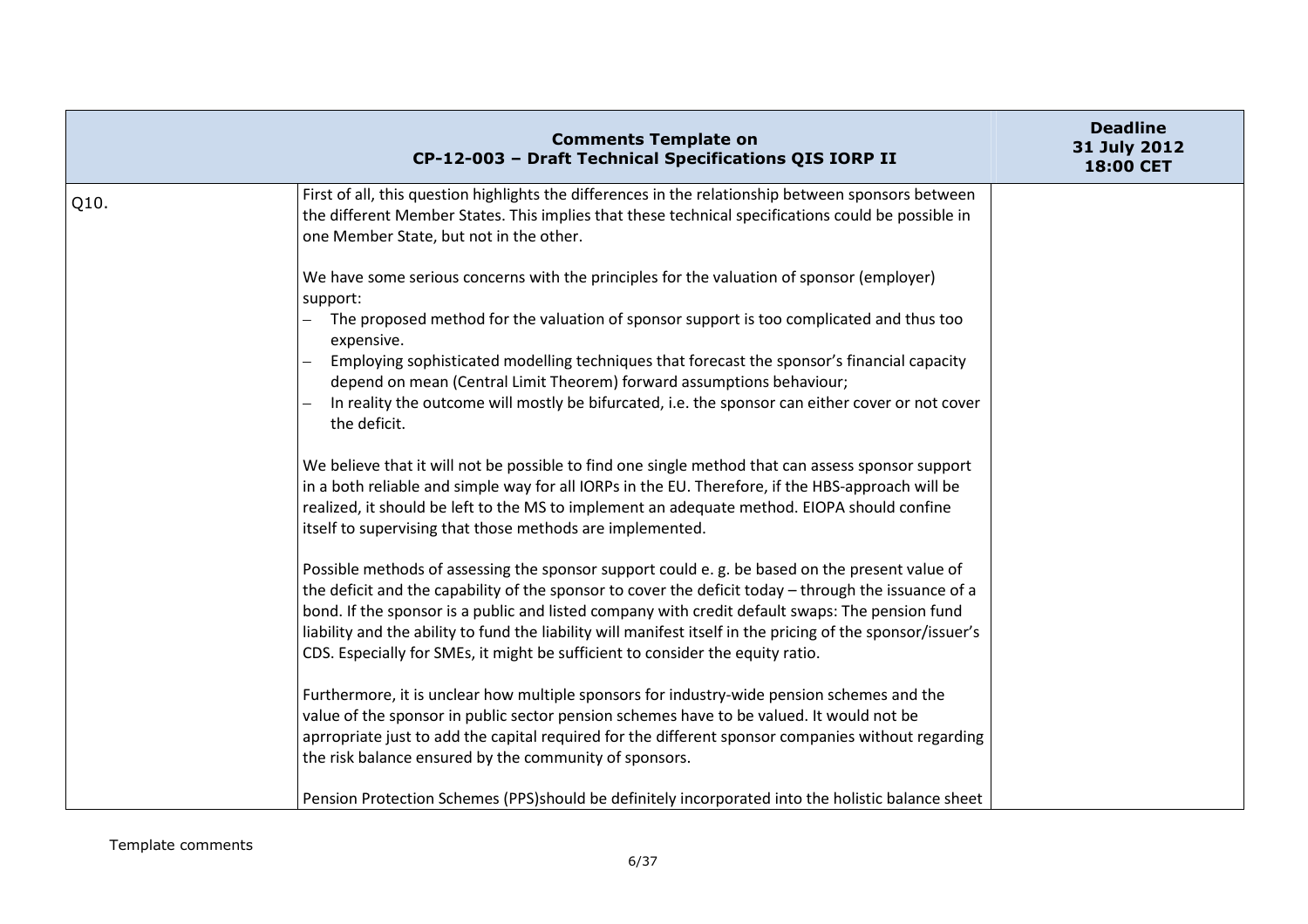| | **Comments Template on CP-12-003 – Draft Technical Specifications QIS IORP II** | **Deadline 31 July 2012 18:00 CET** |
|---|---|---|
| Q10. | First of all, this question highlights the differences in the relationship between sponsors between the different Member States. This implies that these technical specifications could be possible in one Member State, but not in the other.<br><br>We have some serious concerns with the principles for the valuation of sponsor (employer) support:<br>– The proposed method for the valuation of sponsor support is too complicated and thus too expensive.<br>– Employing sophisticated modelling techniques that forecast the sponsor's financial capacity depend on mean (Central Limit Theorem) forward assumptions behaviour;<br>– In reality the outcome will mostly be bifurcated, i.e. the sponsor can either cover or not cover the deficit.<br><br>We believe that it will not be possible to find one single method that can assess sponsor support in a both reliable and simple way for all IORPs in the EU. Therefore, if the HBS-approach will be realized, it should be left to the MS to implement an adequate method. EIOPA should confine itself to supervising that those methods are implemented.<br><br>Possible methods of assessing the sponsor support could e. g. be based on the present value of the deficit and the capability of the sponsor to cover the deficit today – through the issuance of a bond. If the sponsor is a public and listed company with credit default swaps: The pension fund liability and the ability to fund the liability will manifest itself in the pricing of the sponsor/issuer's CDS. Especially for SMEs, it might be sufficient to consider the equity ratio.<br><br>Furthermore, it is unclear how multiple sponsors for industry-wide pension schemes and the value of the sponsor in public sector pension schemes have to be valued. It would not be aprropriate just to add the capital required for the different sponsor companies without regarding the risk balance ensured by the community of sponsors.<br><br>Pension Protection Schemes (PPS)should be definitely incorporated into the holistic balance sheet | |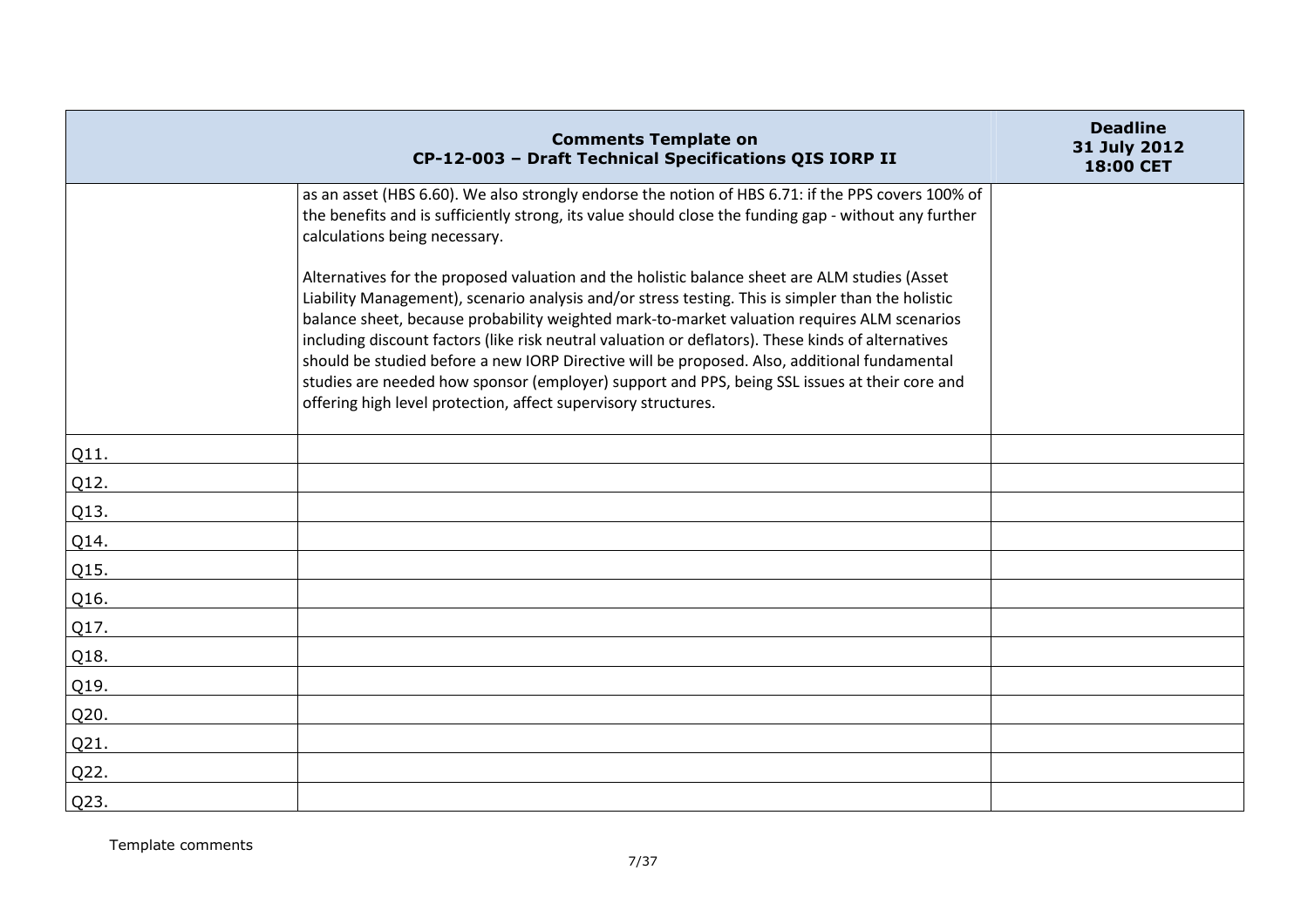| Comments Template on CP-12-003 – Draft Technical Specifications QIS IORP II | | Deadline 31 July 2012 18:00 CET |
|---|---|---|
| | as an asset (HBS 6.60). We also strongly endorse the notion of HBS 6.71: if the PPS covers 100% of the benefits and is sufficiently strong, its value should close the funding gap - without any further calculations being necessary.<br><br>Alternatives for the proposed valuation and the holistic balance sheet are ALM studies (Asset Liability Management), scenario analysis and/or stress testing. This is simpler than the holistic balance sheet, because probability weighted mark-to-market valuation requires ALM scenarios including discount factors (like risk neutral valuation or deflators). These kinds of alternatives should be studied before a new IORP Directive will be proposed. Also, additional fundamental studies are needed how sponsor (employer) support and PPS, being SSL issues at their core and offering high level protection, affect supervisory structures. | |
| Q11. | | |
| Q12. | | |
| Q13. | | |
| Q14. | | |
| Q15. | | |
| Q16. | | |
| Q17. | | |
| Q18. | | |
| Q19. | | |
| Q20. | | |
| Q21. | | |
| Q22. | | |
| Q23. | | |

Template comments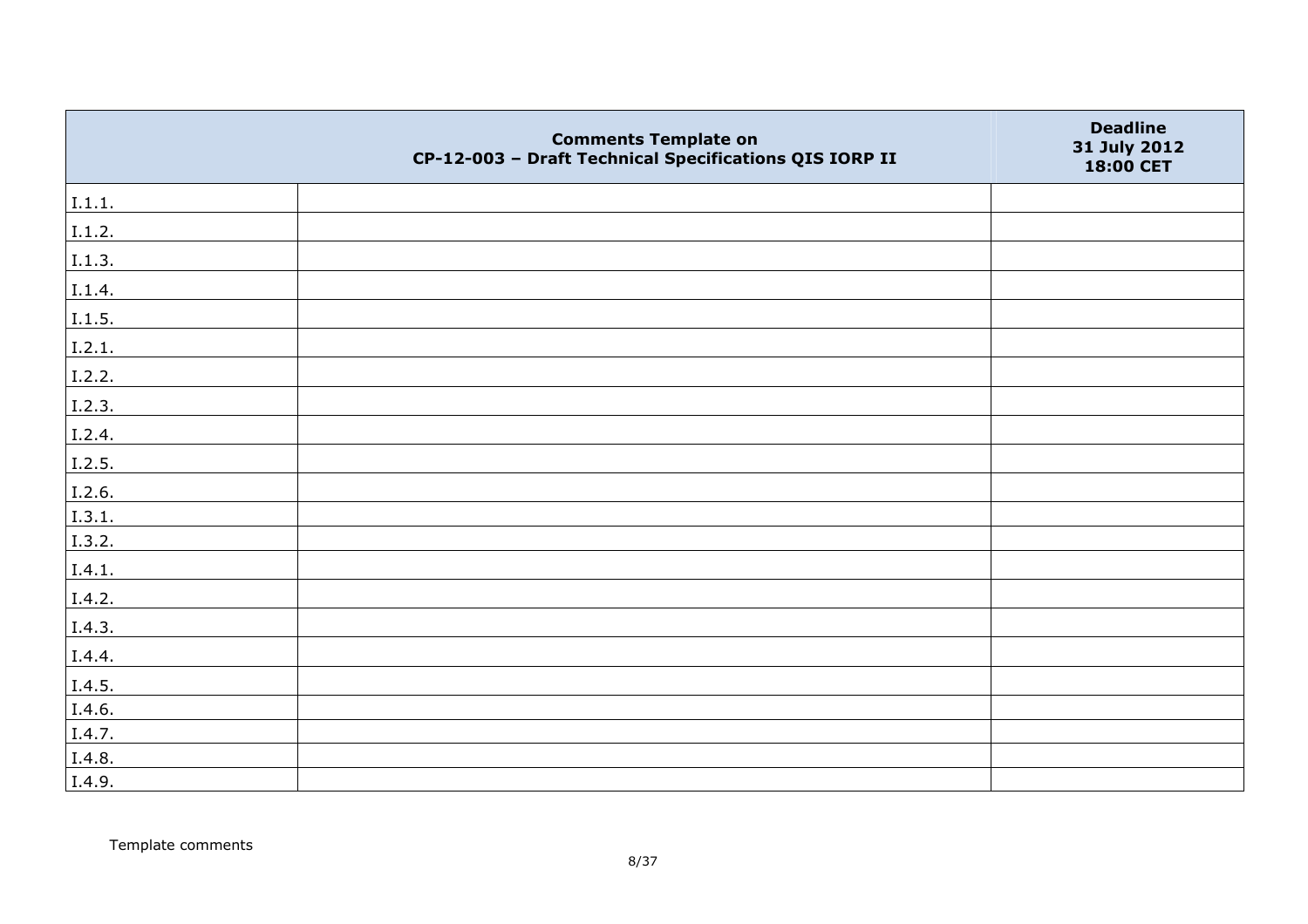| | Comments Template on CP-12-003 – Draft Technical Specifications QIS IORP II | Deadline 31 July 2012 18:00 CET |
|---|---|---|
| I.1.1. | | |
| I.1.2. | | |
| I.1.3. | | |
| I.1.4. | | |
| I.1.5. | | |
| I.2.1. | | |
| I.2.2. | | |
| I.2.3. | | |
| I.2.4. | | |
| I.2.5. | | |
| I.2.6. | | |
| I.3.1. | | |
| I.3.2. | | |
| I.4.1. | | |
| I.4.2. | | |
| I.4.3. | | |
| I.4.4. | | |
| I.4.5. | | |
| I.4.6. | | |
| I.4.7. | | |
| I.4.8. | | |
| I.4.9. | | |

Template comments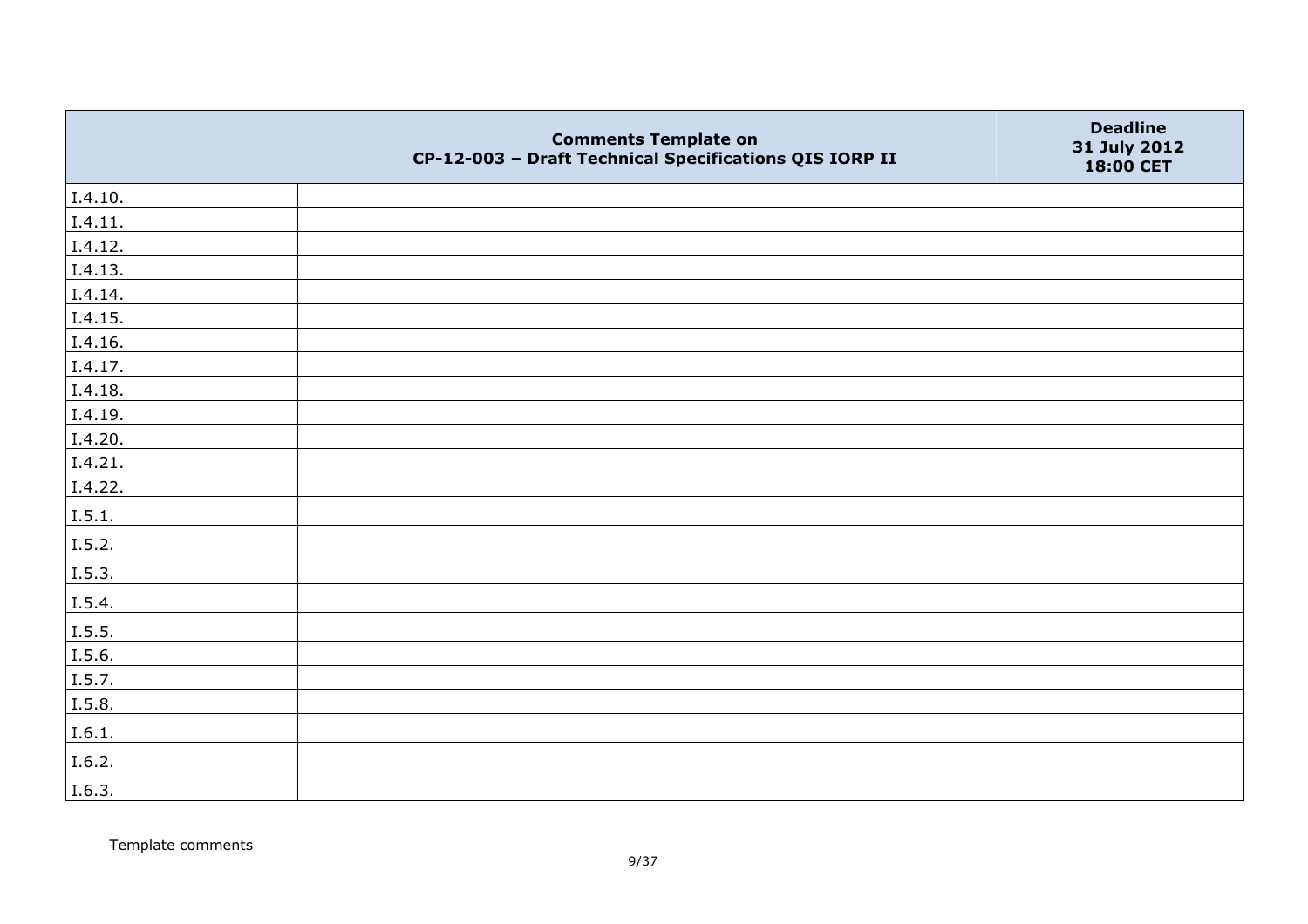| | Comments Template on CP-12-003 – Draft Technical Specifications QIS IORP II | Deadline 31 July 2012 18:00 CET |
|---|---|---|
| I.4.10. | | |
| I.4.11. | | |
| I.4.12. | | |
| I.4.13. | | |
| I.4.14. | | |
| I.4.15. | | |
| I.4.16. | | |
| I.4.17. | | |
| I.4.18. | | |
| I.4.19. | | |
| I.4.20. | | |
| I.4.21. | | |
| I.4.22. | | |
| I.5.1. | | |
| I.5.2. | | |
| I.5.3. | | |
| I.5.4. | | |
| I.5.5. | | |
| I.5.6. | | |
| I.5.7. | | |
| I.5.8. | | |
| I.6.1. | | |
| I.6.2. | | |
| I.6.3. | | |

Template comments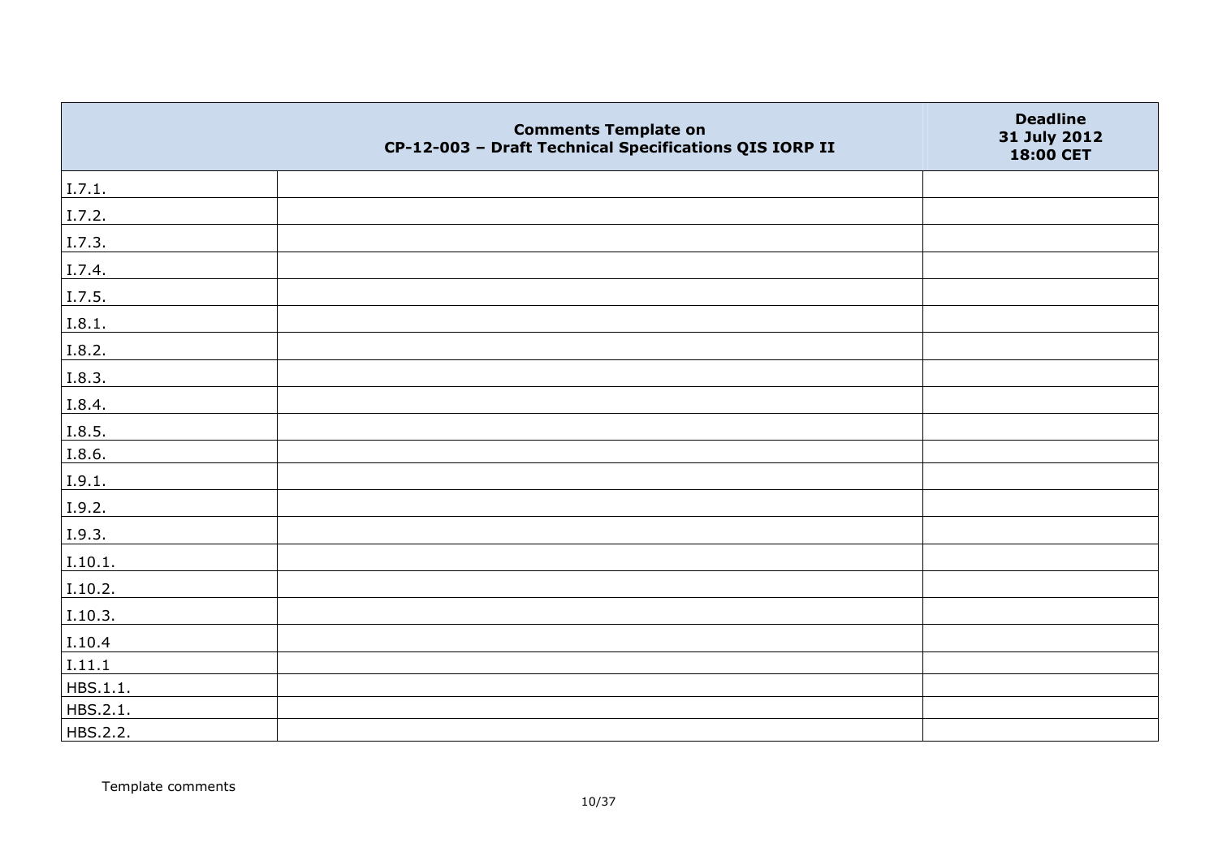| | Comments Template on CP-12-003 – Draft Technical Specifications QIS IORP II | Deadline 31 July 2012 18:00 CET |
|---|---|---|
| I.7.1. | | |
| I.7.2. | | |
| I.7.3. | | |
| I.7.4. | | |
| I.7.5. | | |
| I.8.1. | | |
| I.8.2. | | |
| I.8.3. | | |
| I.8.4. | | |
| I.8.5. | | |
| I.8.6. | | |
| I.9.1. | | |
| I.9.2. | | |
| I.9.3. | | |
| I.10.1. | | |
| I.10.2. | | |
| I.10.3. | | |
| I.10.4 | | |
| I.11.1 | | |
| HBS.1.1. | | |
| HBS.2.1. | | |
| HBS.2.2. | | |

Template comments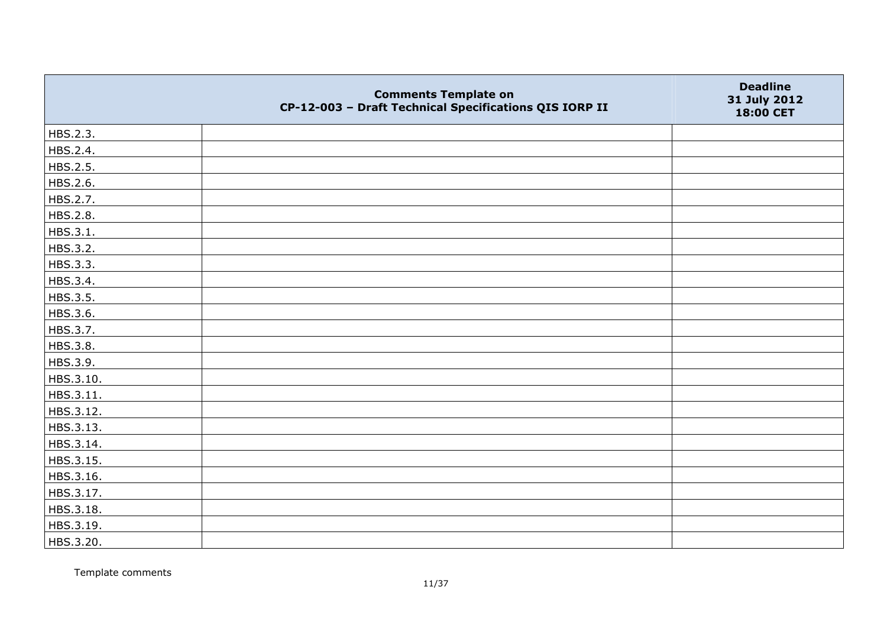| | Comments Template on CP-12-003 – Draft Technical Specifications QIS IORP II | Deadline 31 July 2012 18:00 CET |
|---|---|---|
| HBS.2.3. | | |
| HBS.2.4. | | |
| HBS.2.5. | | |
| HBS.2.6. | | |
| HBS.2.7. | | |
| HBS.2.8. | | |
| HBS.3.1. | | |
| HBS.3.2. | | |
| HBS.3.3. | | |
| HBS.3.4. | | |
| HBS.3.5. | | |
| HBS.3.6. | | |
| HBS.3.7. | | |
| HBS.3.8. | | |
| HBS.3.9. | | |
| HBS.3.10. | | |
| HBS.3.11. | | |
| HBS.3.12. | | |
| HBS.3.13. | | |
| HBS.3.14. | | |
| HBS.3.15. | | |
| HBS.3.16. | | |
| HBS.3.17. | | |
| HBS.3.18. | | |
| HBS.3.19. | | |
| HBS.3.20. | | |

Template comments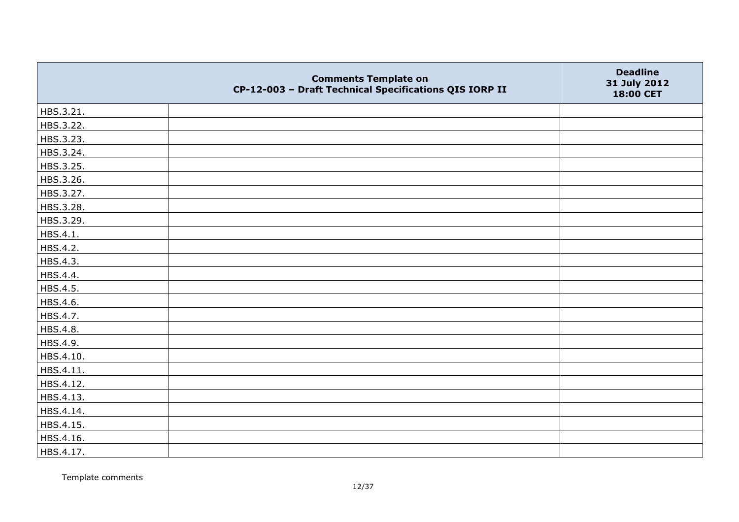| | Comments Template on CP-12-003 – Draft Technical Specifications QIS IORP II | Deadline 31 July 2012 18:00 CET |
|---|---|---|
| HBS.3.21. | | |
| HBS.3.22. | | |
| HBS.3.23. | | |
| HBS.3.24. | | |
| HBS.3.25. | | |
| HBS.3.26. | | |
| HBS.3.27. | | |
| HBS.3.28. | | |
| HBS.3.29. | | |
| HBS.4.1. | | |
| HBS.4.2. | | |
| HBS.4.3. | | |
| HBS.4.4. | | |
| HBS.4.5. | | |
| HBS.4.6. | | |
| HBS.4.7. | | |
| HBS.4.8. | | |
| HBS.4.9. | | |
| HBS.4.10. | | |
| HBS.4.11. | | |
| HBS.4.12. | | |
| HBS.4.13. | | |
| HBS.4.14. | | |
| HBS.4.15. | | |
| HBS.4.16. | | |
| HBS.4.17. | | |

Template comments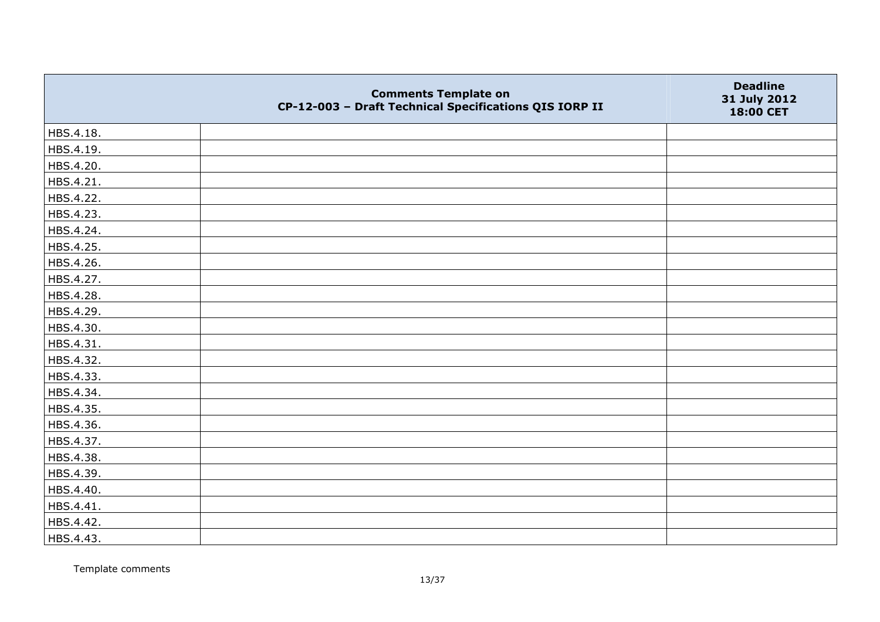| | Comments Template on CP-12-003 – Draft Technical Specifications QIS IORP II | Deadline 31 July 2012 18:00 CET |
|---|---|---|
| HBS.4.18. | | |
| HBS.4.19. | | |
| HBS.4.20. | | |
| HBS.4.21. | | |
| HBS.4.22. | | |
| HBS.4.23. | | |
| HBS.4.24. | | |
| HBS.4.25. | | |
| HBS.4.26. | | |
| HBS.4.27. | | |
| HBS.4.28. | | |
| HBS.4.29. | | |
| HBS.4.30. | | |
| HBS.4.31. | | |
| HBS.4.32. | | |
| HBS.4.33. | | |
| HBS.4.34. | | |
| HBS.4.35. | | |
| HBS.4.36. | | |
| HBS.4.37. | | |
| HBS.4.38. | | |
| HBS.4.39. | | |
| HBS.4.40. | | |
| HBS.4.41. | | |
| HBS.4.42. | | |
| HBS.4.43. | | |

Template comments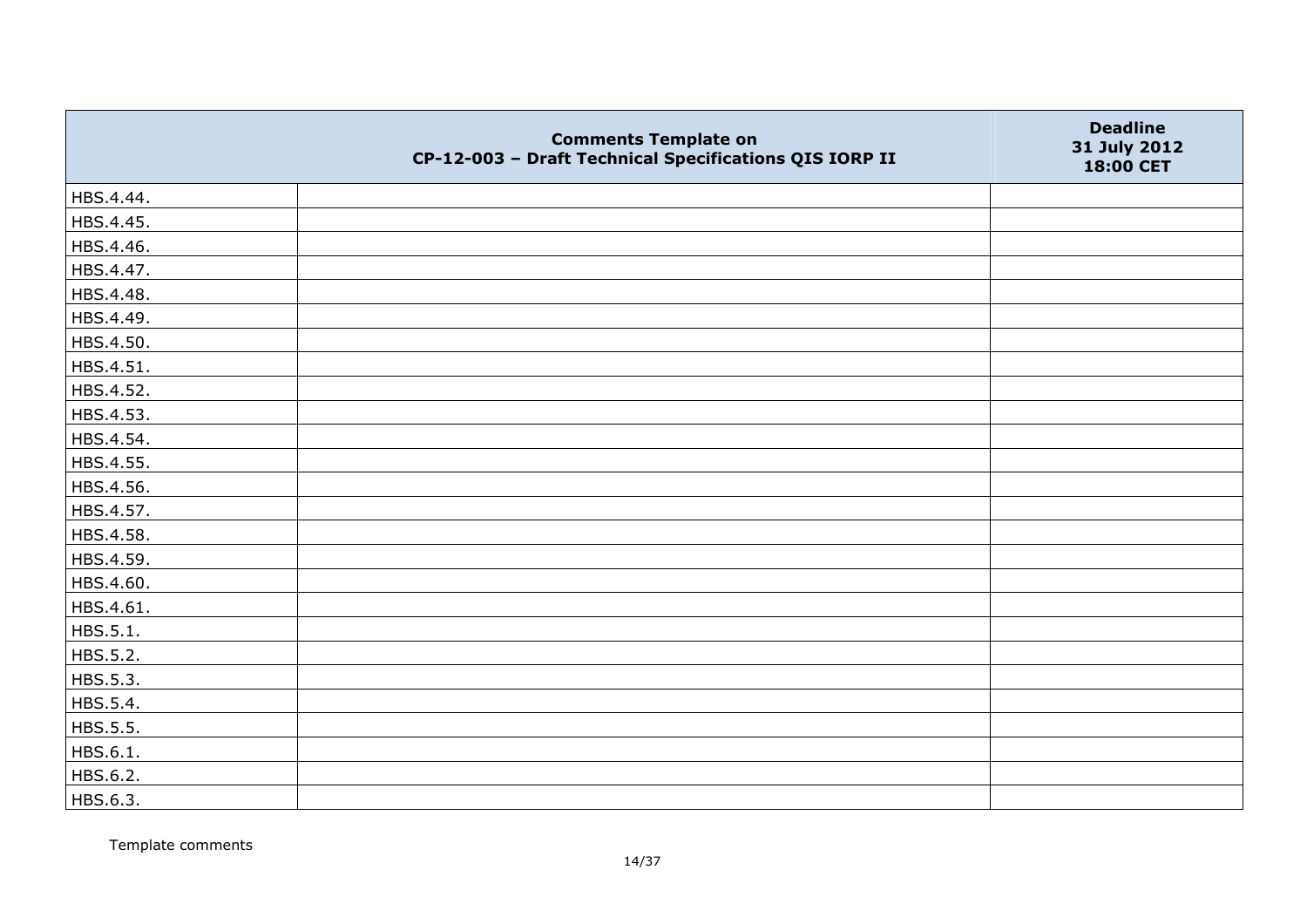| | Comments Template on CP-12-003 – Draft Technical Specifications QIS IORP II | Deadline 31 July 2012 18:00 CET |
|---|---|---|
| HBS.4.44. | | |
| HBS.4.45. | | |
| HBS.4.46. | | |
| HBS.4.47. | | |
| HBS.4.48. | | |
| HBS.4.49. | | |
| HBS.4.50. | | |
| HBS.4.51. | | |
| HBS.4.52. | | |
| HBS.4.53. | | |
| HBS.4.54. | | |
| HBS.4.55. | | |
| HBS.4.56. | | |
| HBS.4.57. | | |
| HBS.4.58. | | |
| HBS.4.59. | | |
| HBS.4.60. | | |
| HBS.4.61. | | |
| HBS.5.1. | | |
| HBS.5.2. | | |
| HBS.5.3. | | |
| HBS.5.4. | | |
| HBS.5.5. | | |
| HBS.6.1. | | |
| HBS.6.2. | | |
| HBS.6.3. | | |

Template comments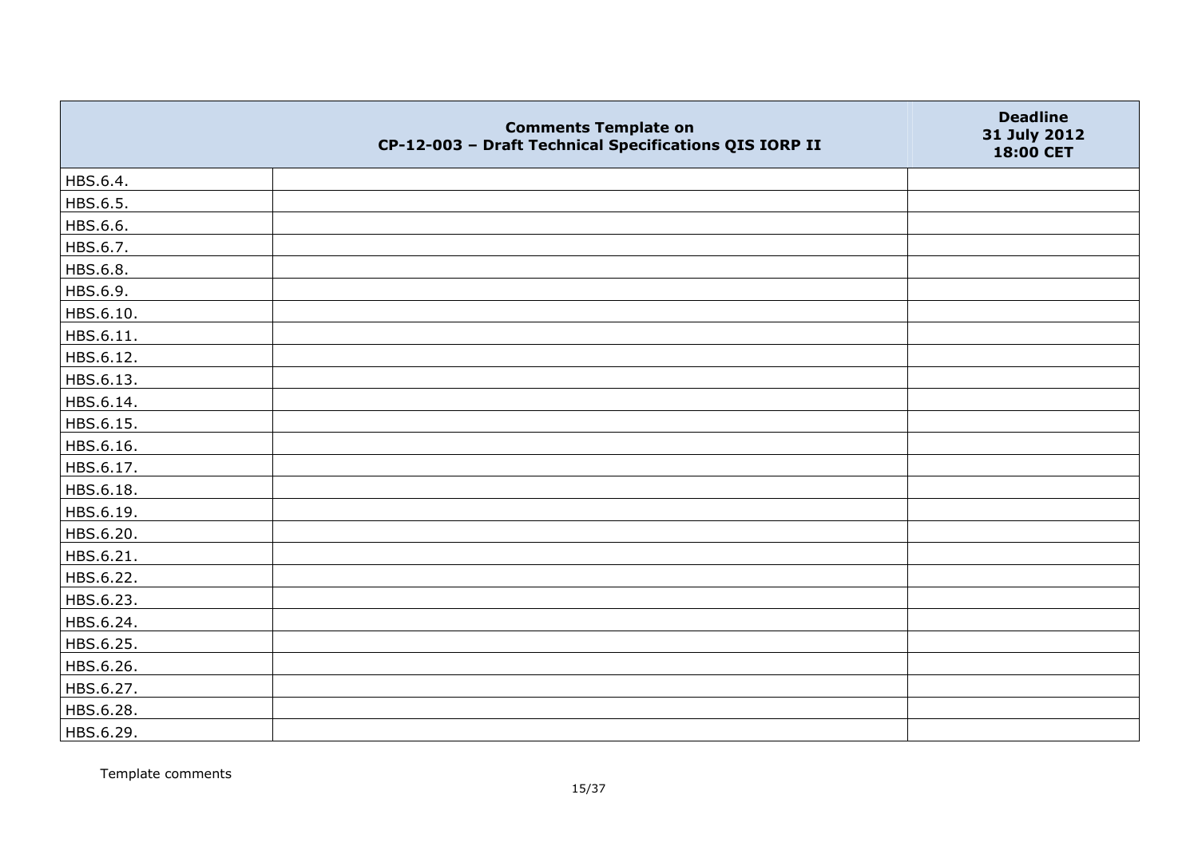| | Comments Template on CP-12-003 – Draft Technical Specifications QIS IORP II | Deadline 31 July 2012 18:00 CET |
|---|---|---|
| HBS.6.4. | | |
| HBS.6.5. | | |
| HBS.6.6. | | |
| HBS.6.7. | | |
| HBS.6.8. | | |
| HBS.6.9. | | |
| HBS.6.10. | | |
| HBS.6.11. | | |
| HBS.6.12. | | |
| HBS.6.13. | | |
| HBS.6.14. | | |
| HBS.6.15. | | |
| HBS.6.16. | | |
| HBS.6.17. | | |
| HBS.6.18. | | |
| HBS.6.19. | | |
| HBS.6.20. | | |
| HBS.6.21. | | |
| HBS.6.22. | | |
| HBS.6.23. | | |
| HBS.6.24. | | |
| HBS.6.25. | | |
| HBS.6.26. | | |
| HBS.6.27. | | |
| HBS.6.28. | | |
| HBS.6.29. | | |

Template comments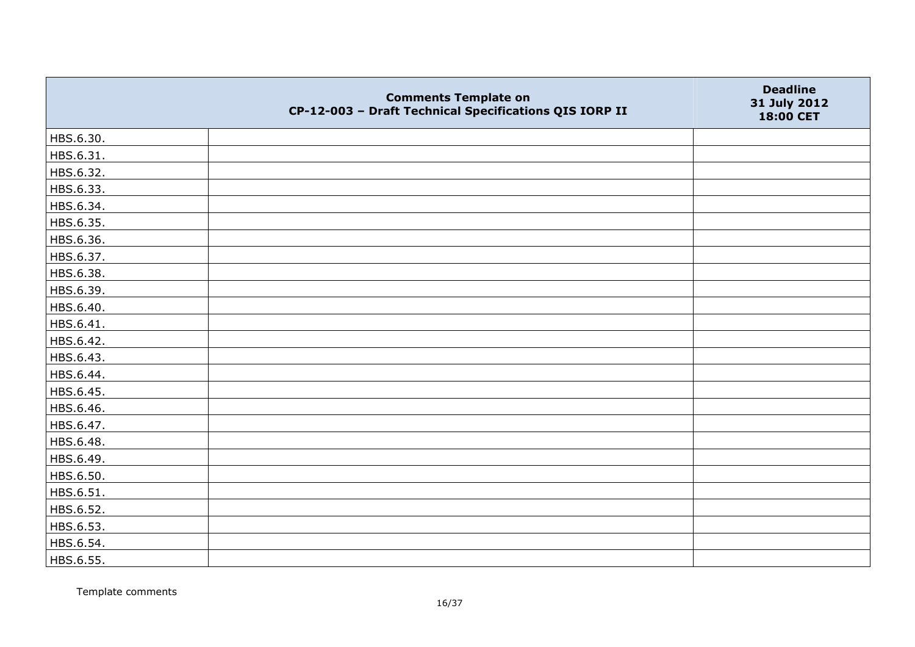| | Comments Template on CP-12-003 – Draft Technical Specifications QIS IORP II | Deadline 31 July 2012 18:00 CET |
|---|---|---|
| HBS.6.30. | | |
| HBS.6.31. | | |
| HBS.6.32. | | |
| HBS.6.33. | | |
| HBS.6.34. | | |
| HBS.6.35. | | |
| HBS.6.36. | | |
| HBS.6.37. | | |
| HBS.6.38. | | |
| HBS.6.39. | | |
| HBS.6.40. | | |
| HBS.6.41. | | |
| HBS.6.42. | | |
| HBS.6.43. | | |
| HBS.6.44. | | |
| HBS.6.45. | | |
| HBS.6.46. | | |
| HBS.6.47. | | |
| HBS.6.48. | | |
| HBS.6.49. | | |
| HBS.6.50. | | |
| HBS.6.51. | | |
| HBS.6.52. | | |
| HBS.6.53. | | |
| HBS.6.54. | | |
| HBS.6.55. | | |

Template comments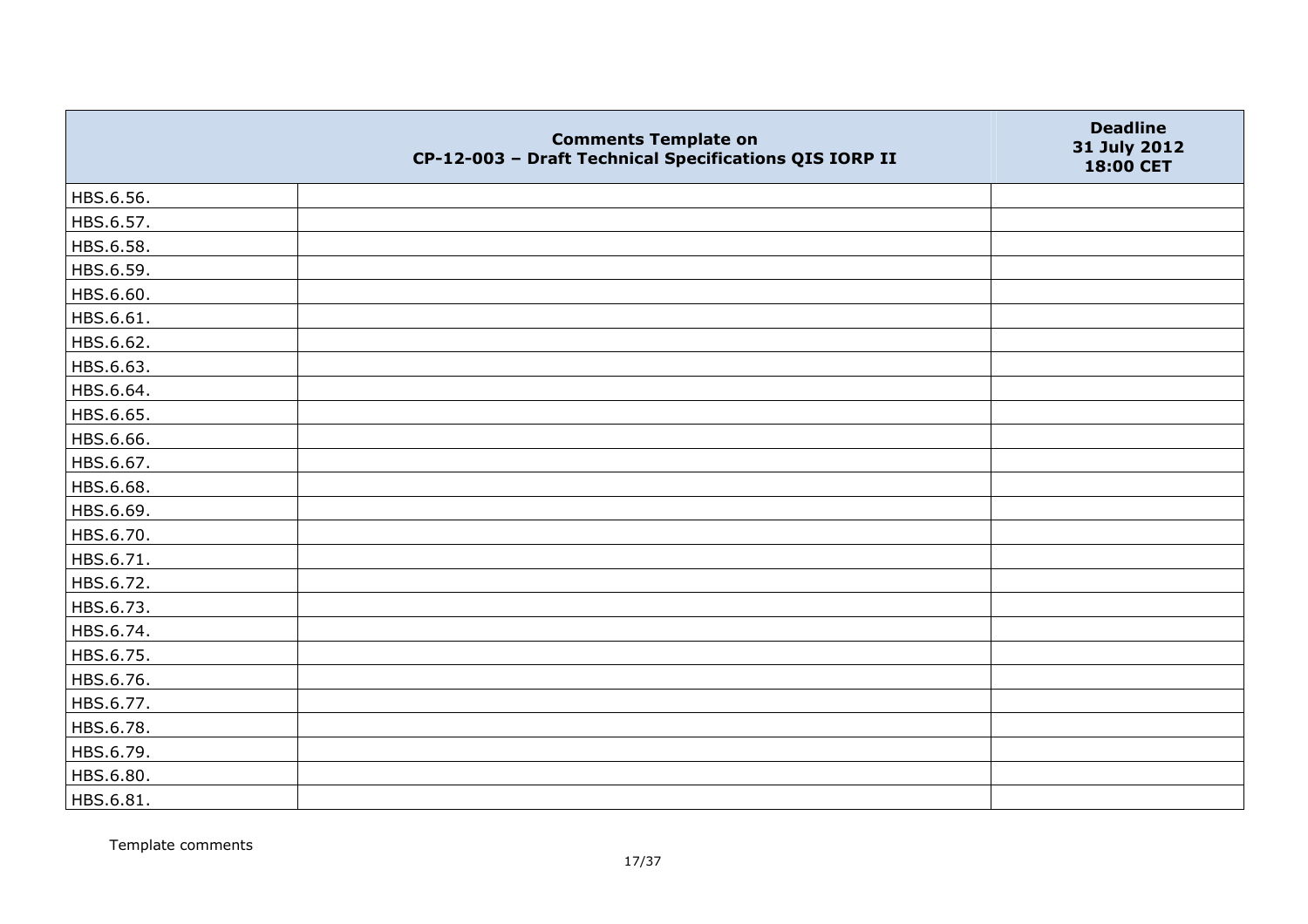|  | Comments Template on CP-12-003 – Draft Technical Specifications QIS IORP II | Deadline 31 July 2012 18:00 CET |
|---|---|---|
| HBS.6.56. |  |  |
| HBS.6.57. |  |  |
| HBS.6.58. |  |  |
| HBS.6.59. |  |  |
| HBS.6.60. |  |  |
| HBS.6.61. |  |  |
| HBS.6.62. |  |  |
| HBS.6.63. |  |  |
| HBS.6.64. |  |  |
| HBS.6.65. |  |  |
| HBS.6.66. |  |  |
| HBS.6.67. |  |  |
| HBS.6.68. |  |  |
| HBS.6.69. |  |  |
| HBS.6.70. |  |  |
| HBS.6.71. |  |  |
| HBS.6.72. |  |  |
| HBS.6.73. |  |  |
| HBS.6.74. |  |  |
| HBS.6.75. |  |  |
| HBS.6.76. |  |  |
| HBS.6.77. |  |  |
| HBS.6.78. |  |  |
| HBS.6.79. |  |  |
| HBS.6.80. |  |  |
| HBS.6.81. |  |  |

Template comments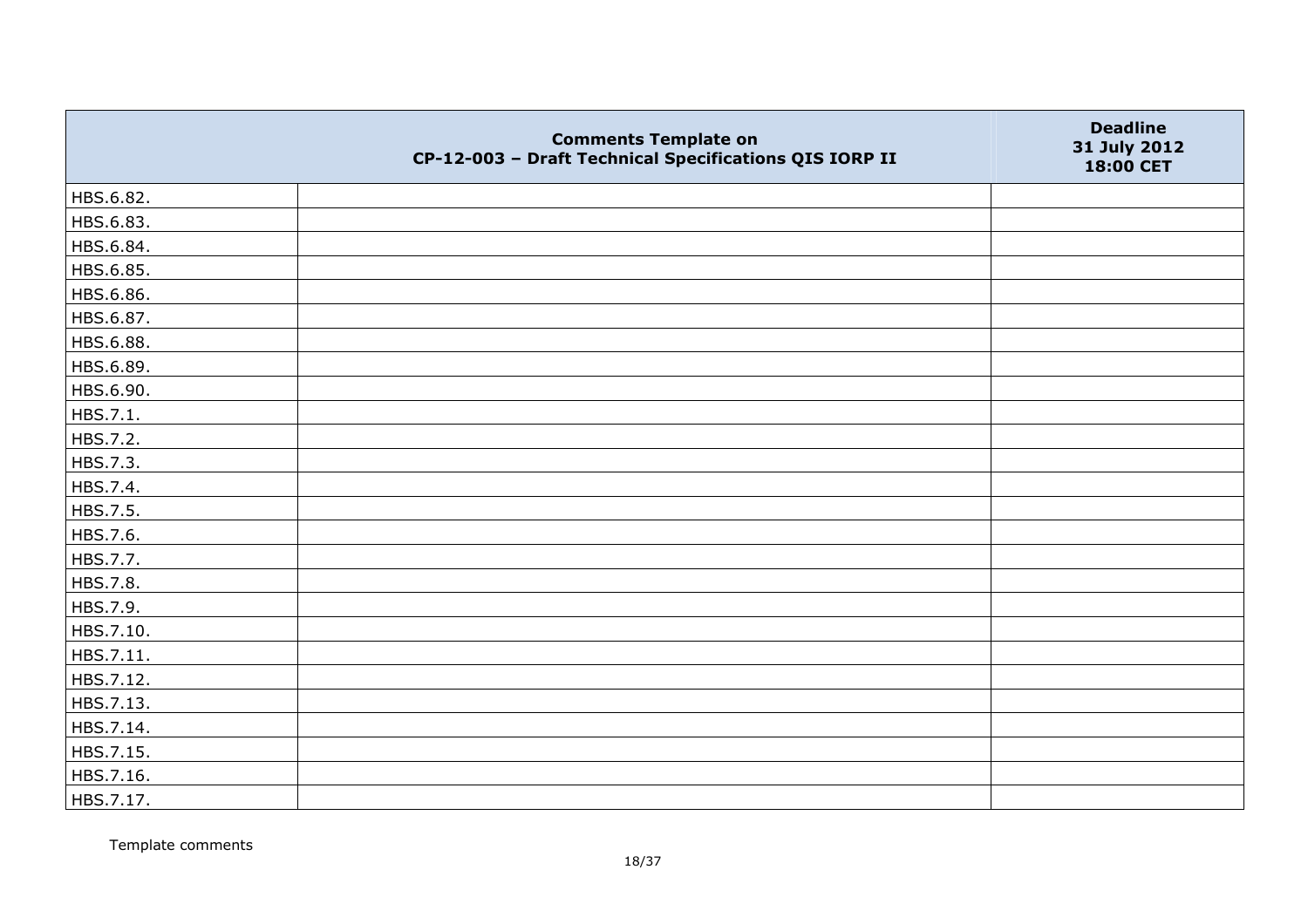|  | Comments Template on CP-12-003 – Draft Technical Specifications QIS IORP II | Deadline 31 July 2012 18:00 CET |
|---|---|---|
| HBS.6.82. |  |  |
| HBS.6.83. |  |  |
| HBS.6.84. |  |  |
| HBS.6.85. |  |  |
| HBS.6.86. |  |  |
| HBS.6.87. |  |  |
| HBS.6.88. |  |  |
| HBS.6.89. |  |  |
| HBS.6.90. |  |  |
| HBS.7.1. |  |  |
| HBS.7.2. |  |  |
| HBS.7.3. |  |  |
| HBS.7.4. |  |  |
| HBS.7.5. |  |  |
| HBS.7.6. |  |  |
| HBS.7.7. |  |  |
| HBS.7.8. |  |  |
| HBS.7.9. |  |  |
| HBS.7.10. |  |  |
| HBS.7.11. |  |  |
| HBS.7.12. |  |  |
| HBS.7.13. |  |  |
| HBS.7.14. |  |  |
| HBS.7.15. |  |  |
| HBS.7.16. |  |  |
| HBS.7.17. |  |  |

Template comments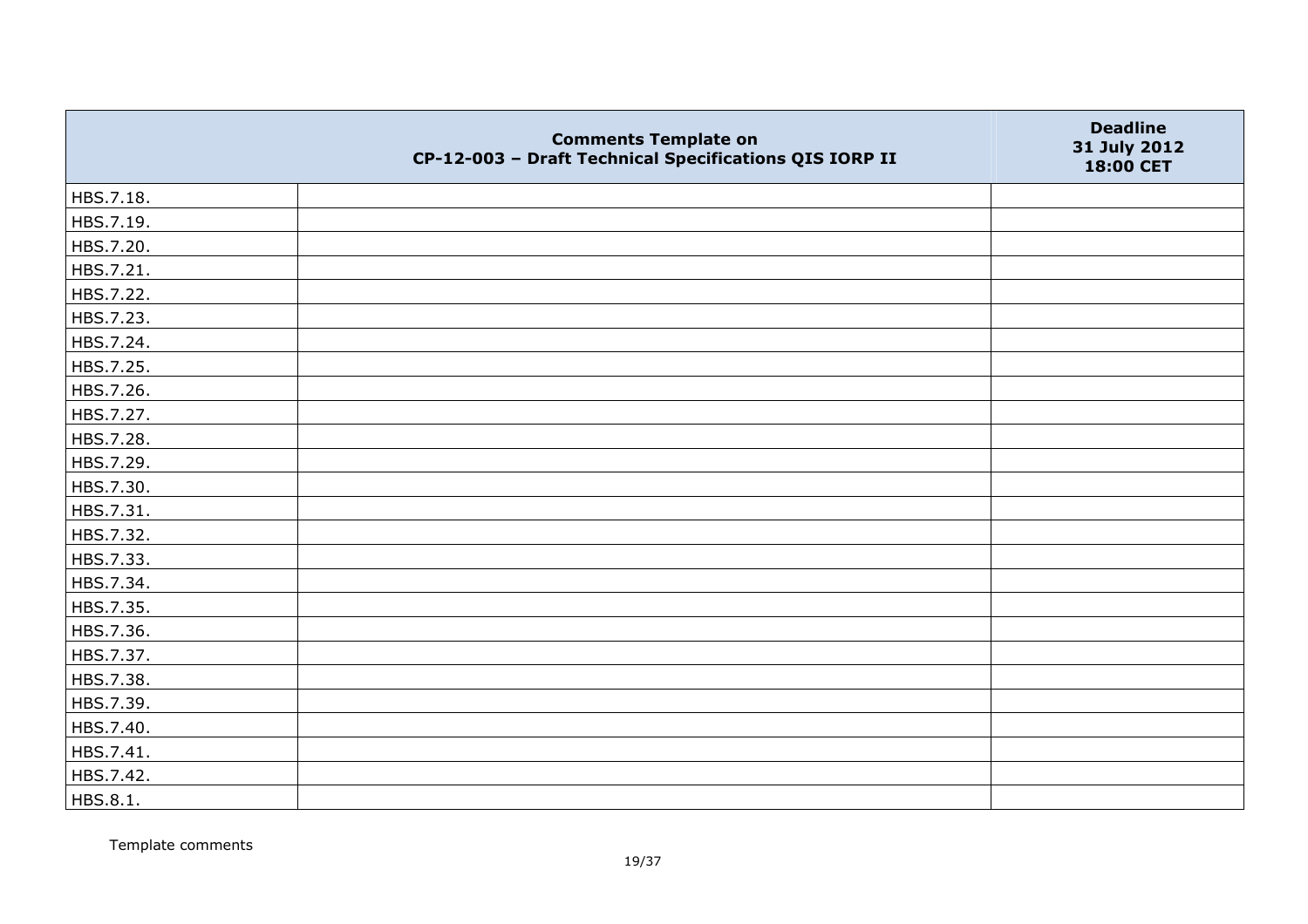|  | Comments Template on CP-12-003 – Draft Technical Specifications QIS IORP II | Deadline 31 July 2012 18:00 CET |
|---|---|---|
| HBS.7.18. |  |  |
| HBS.7.19. |  |  |
| HBS.7.20. |  |  |
| HBS.7.21. |  |  |
| HBS.7.22. |  |  |
| HBS.7.23. |  |  |
| HBS.7.24. |  |  |
| HBS.7.25. |  |  |
| HBS.7.26. |  |  |
| HBS.7.27. |  |  |
| HBS.7.28. |  |  |
| HBS.7.29. |  |  |
| HBS.7.30. |  |  |
| HBS.7.31. |  |  |
| HBS.7.32. |  |  |
| HBS.7.33. |  |  |
| HBS.7.34. |  |  |
| HBS.7.35. |  |  |
| HBS.7.36. |  |  |
| HBS.7.37. |  |  |
| HBS.7.38. |  |  |
| HBS.7.39. |  |  |
| HBS.7.40. |  |  |
| HBS.7.41. |  |  |
| HBS.7.42. |  |  |
| HBS.8.1. |  |  |

Template comments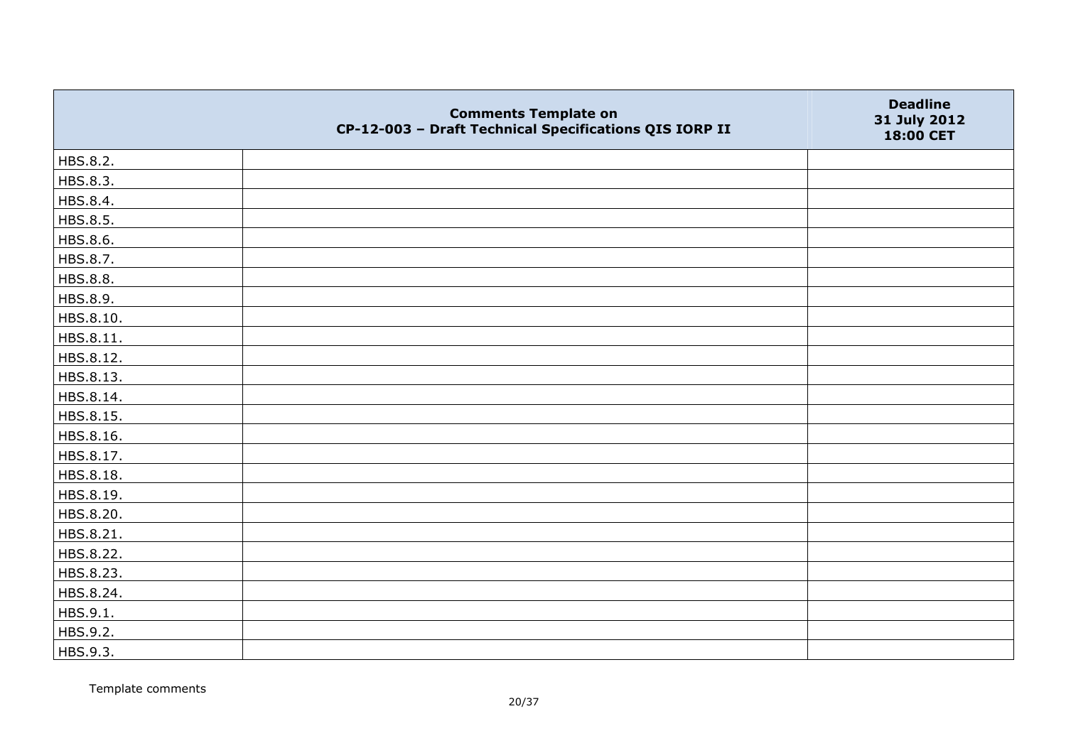| | Comments Template on CP-12-003 – Draft Technical Specifications QIS IORP II | Deadline 31 July 2012 18:00 CET |
|---|---|---|
| HBS.8.2. | | |
| HBS.8.3. | | |
| HBS.8.4. | | |
| HBS.8.5. | | |
| HBS.8.6. | | |
| HBS.8.7. | | |
| HBS.8.8. | | |
| HBS.8.9. | | |
| HBS.8.10. | | |
| HBS.8.11. | | |
| HBS.8.12. | | |
| HBS.8.13. | | |
| HBS.8.14. | | |
| HBS.8.15. | | |
| HBS.8.16. | | |
| HBS.8.17. | | |
| HBS.8.18. | | |
| HBS.8.19. | | |
| HBS.8.20. | | |
| HBS.8.21. | | |
| HBS.8.22. | | |
| HBS.8.23. | | |
| HBS.8.24. | | |
| HBS.9.1. | | |
| HBS.9.2. | | |
| HBS.9.3. | | |

Template comments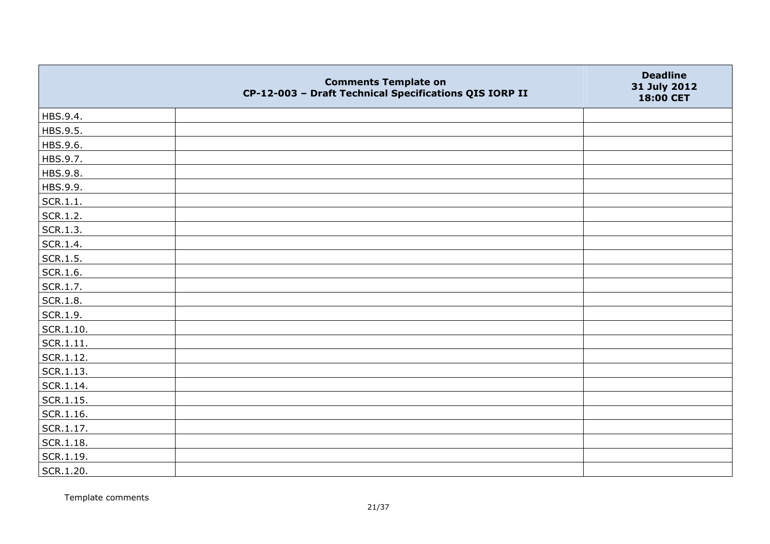| | Comments Template on CP-12-003 – Draft Technical Specifications QIS IORP II | Deadline 31 July 2012 18:00 CET |
|---|---|---|
| HBS.9.4. | | |
| HBS.9.5. | | |
| HBS.9.6. | | |
| HBS.9.7. | | |
| HBS.9.8. | | |
| HBS.9.9. | | |
| SCR.1.1. | | |
| SCR.1.2. | | |
| SCR.1.3. | | |
| SCR.1.4. | | |
| SCR.1.5. | | |
| SCR.1.6. | | |
| SCR.1.7. | | |
| SCR.1.8. | | |
| SCR.1.9. | | |
| SCR.1.10. | | |
| SCR.1.11. | | |
| SCR.1.12. | | |
| SCR.1.13. | | |
| SCR.1.14. | | |
| SCR.1.15. | | |
| SCR.1.16. | | |
| SCR.1.17. | | |
| SCR.1.18. | | |
| SCR.1.19. | | |
| SCR.1.20. | | |

Template comments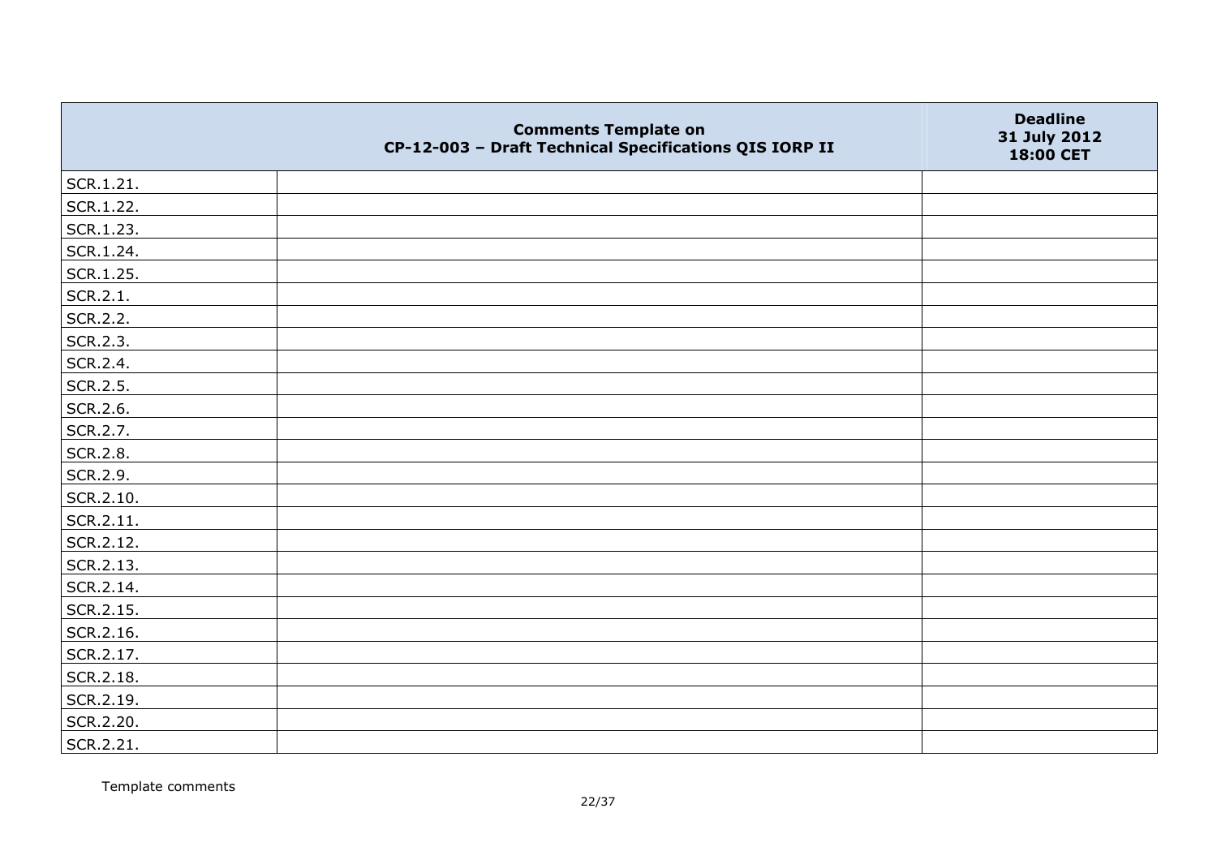| | Comments Template on CP-12-003 – Draft Technical Specifications QIS IORP II | Deadline 31 July 2012 18:00 CET |
|---|---|---|
| SCR.1.21. | | |
| SCR.1.22. | | |
| SCR.1.23. | | |
| SCR.1.24. | | |
| SCR.1.25. | | |
| SCR.2.1. | | |
| SCR.2.2. | | |
| SCR.2.3. | | |
| SCR.2.4. | | |
| SCR.2.5. | | |
| SCR.2.6. | | |
| SCR.2.7. | | |
| SCR.2.8. | | |
| SCR.2.9. | | |
| SCR.2.10. | | |
| SCR.2.11. | | |
| SCR.2.12. | | |
| SCR.2.13. | | |
| SCR.2.14. | | |
| SCR.2.15. | | |
| SCR.2.16. | | |
| SCR.2.17. | | |
| SCR.2.18. | | |
| SCR.2.19. | | |
| SCR.2.20. | | |
| SCR.2.21. | | |

Template comments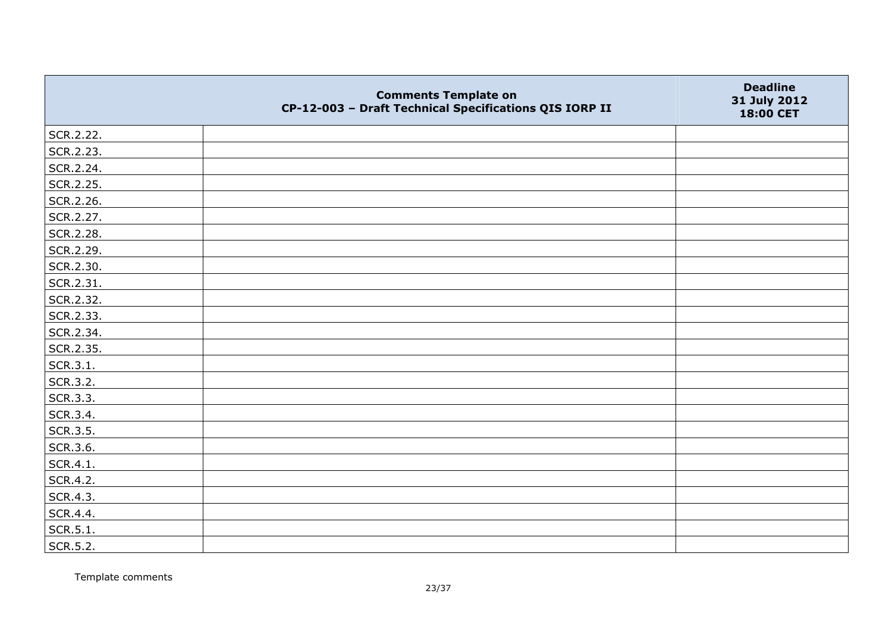| | Comments Template on CP-12-003 – Draft Technical Specifications QIS IORP II | Deadline 31 July 2012 18:00 CET |
|---|---|---|
| SCR.2.22. | | |
| SCR.2.23. | | |
| SCR.2.24. | | |
| SCR.2.25. | | |
| SCR.2.26. | | |
| SCR.2.27. | | |
| SCR.2.28. | | |
| SCR.2.29. | | |
| SCR.2.30. | | |
| SCR.2.31. | | |
| SCR.2.32. | | |
| SCR.2.33. | | |
| SCR.2.34. | | |
| SCR.2.35. | | |
| SCR.3.1. | | |
| SCR.3.2. | | |
| SCR.3.3. | | |
| SCR.3.4. | | |
| SCR.3.5. | | |
| SCR.3.6. | | |
| SCR.4.1. | | |
| SCR.4.2. | | |
| SCR.4.3. | | |
| SCR.4.4. | | |
| SCR.5.1. | | |
| SCR.5.2. | | |

Template comments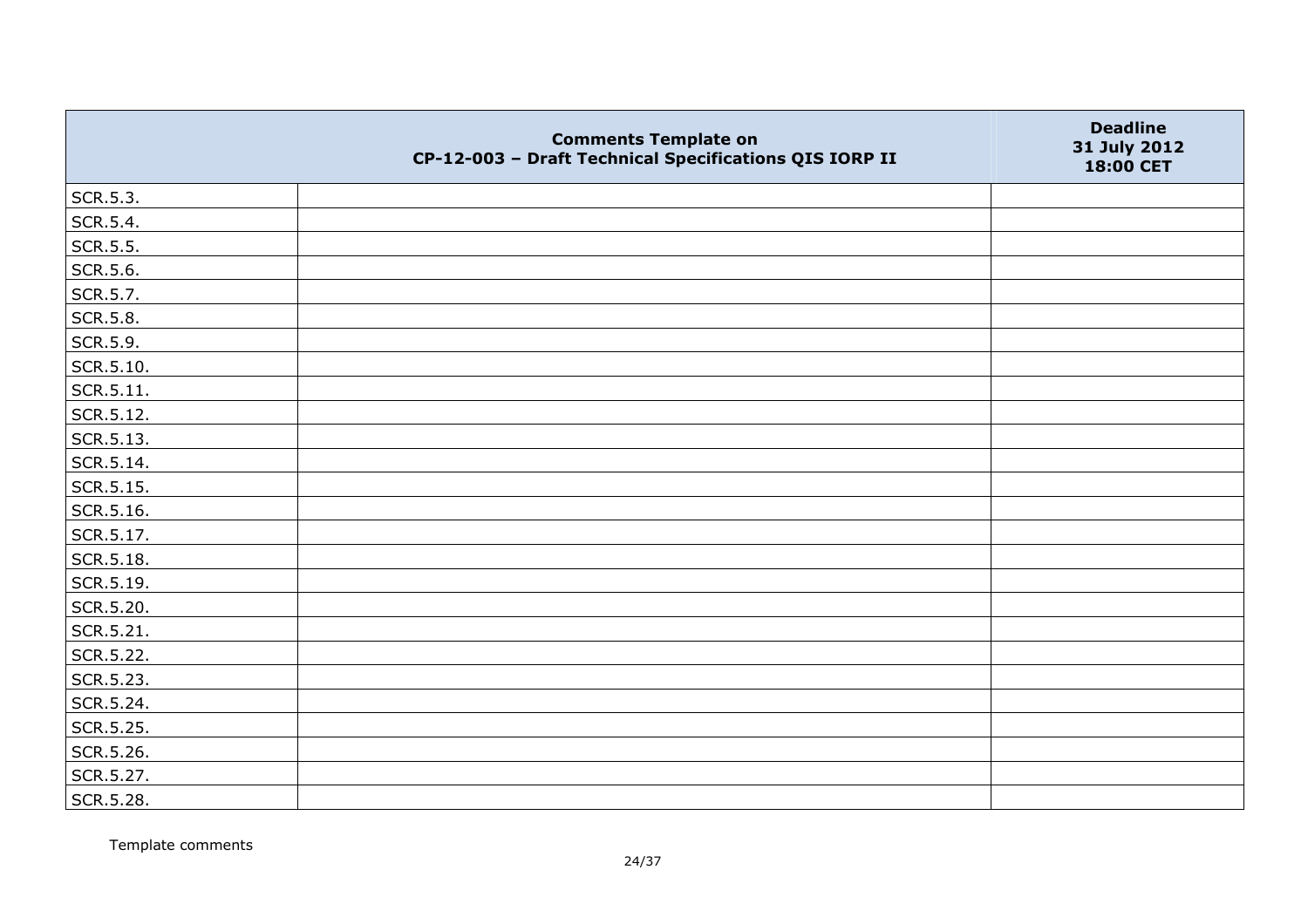| | Comments Template on CP-12-003 – Draft Technical Specifications QIS IORP II | Deadline 31 July 2012 18:00 CET |
|---|---|---|
| SCR.5.3. | | |
| SCR.5.4. | | |
| SCR.5.5. | | |
| SCR.5.6. | | |
| SCR.5.7. | | |
| SCR.5.8. | | |
| SCR.5.9. | | |
| SCR.5.10. | | |
| SCR.5.11. | | |
| SCR.5.12. | | |
| SCR.5.13. | | |
| SCR.5.14. | | |
| SCR.5.15. | | |
| SCR.5.16. | | |
| SCR.5.17. | | |
| SCR.5.18. | | |
| SCR.5.19. | | |
| SCR.5.20. | | |
| SCR.5.21. | | |
| SCR.5.22. | | |
| SCR.5.23. | | |
| SCR.5.24. | | |
| SCR.5.25. | | |
| SCR.5.26. | | |
| SCR.5.27. | | |
| SCR.5.28. | | |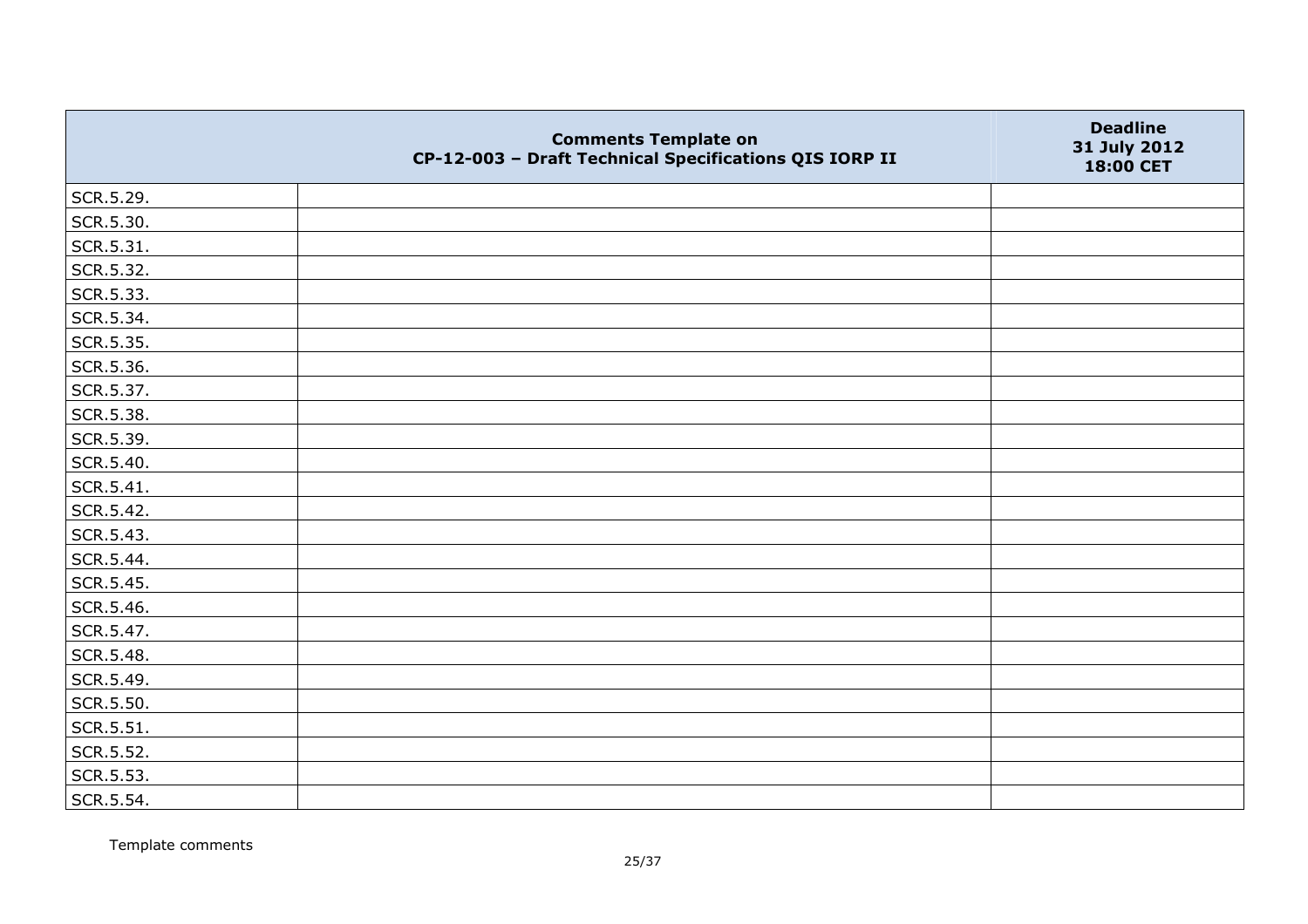| | Comments Template on CP-12-003 – Draft Technical Specifications QIS IORP II | Deadline 31 July 2012 18:00 CET |
|---|---|---|
| SCR.5.29. | | |
| SCR.5.30. | | |
| SCR.5.31. | | |
| SCR.5.32. | | |
| SCR.5.33. | | |
| SCR.5.34. | | |
| SCR.5.35. | | |
| SCR.5.36. | | |
| SCR.5.37. | | |
| SCR.5.38. | | |
| SCR.5.39. | | |
| SCR.5.40. | | |
| SCR.5.41. | | |
| SCR.5.42. | | |
| SCR.5.43. | | |
| SCR.5.44. | | |
| SCR.5.45. | | |
| SCR.5.46. | | |
| SCR.5.47. | | |
| SCR.5.48. | | |
| SCR.5.49. | | |
| SCR.5.50. | | |
| SCR.5.51. | | |
| SCR.5.52. | | |
| SCR.5.53. | | |
| SCR.5.54. | | |

Template comments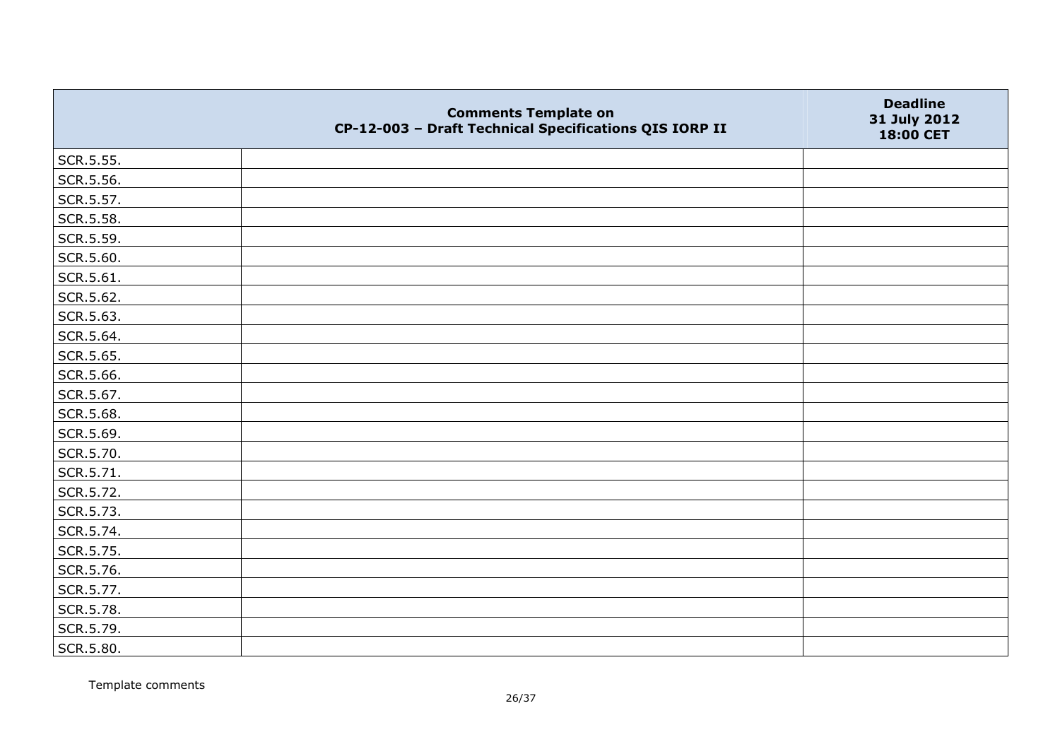| | Comments Template on CP-12-003 – Draft Technical Specifications QIS IORP II | Deadline 31 July 2012 18:00 CET |
|---|---|---|
| SCR.5.55. | | |
| SCR.5.56. | | |
| SCR.5.57. | | |
| SCR.5.58. | | |
| SCR.5.59. | | |
| SCR.5.60. | | |
| SCR.5.61. | | |
| SCR.5.62. | | |
| SCR.5.63. | | |
| SCR.5.64. | | |
| SCR.5.65. | | |
| SCR.5.66. | | |
| SCR.5.67. | | |
| SCR.5.68. | | |
| SCR.5.69. | | |
| SCR.5.70. | | |
| SCR.5.71. | | |
| SCR.5.72. | | |
| SCR.5.73. | | |
| SCR.5.74. | | |
| SCR.5.75. | | |
| SCR.5.76. | | |
| SCR.5.77. | | |
| SCR.5.78. | | |
| SCR.5.79. | | |
| SCR.5.80. | | |

Template comments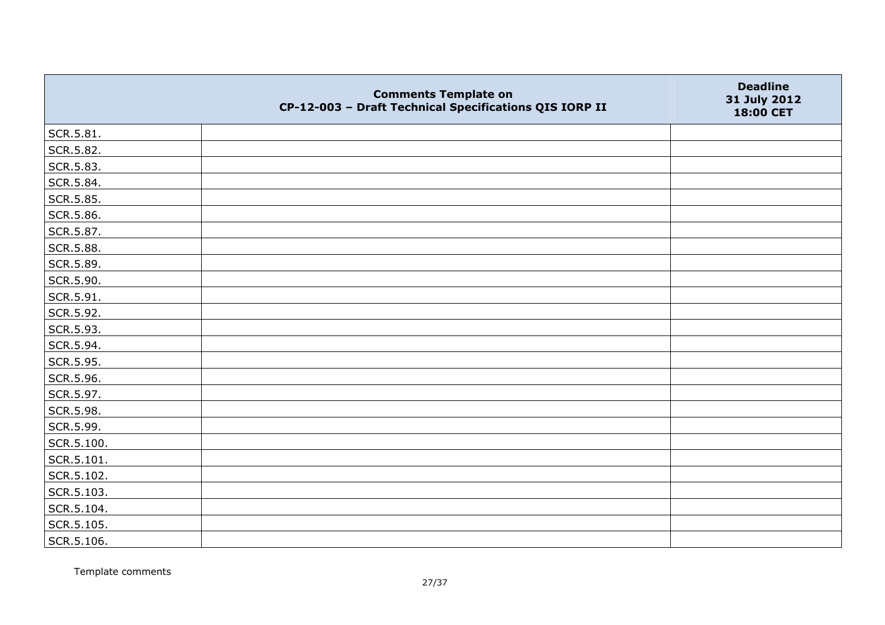| | Comments Template on CP-12-003 – Draft Technical Specifications QIS IORP II | Deadline 31 July 2012 18:00 CET |
|---|---|---|
| SCR.5.81. | | |
| SCR.5.82. | | |
| SCR.5.83. | | |
| SCR.5.84. | | |
| SCR.5.85. | | |
| SCR.5.86. | | |
| SCR.5.87. | | |
| SCR.5.88. | | |
| SCR.5.89. | | |
| SCR.5.90. | | |
| SCR.5.91. | | |
| SCR.5.92. | | |
| SCR.5.93. | | |
| SCR.5.94. | | |
| SCR.5.95. | | |
| SCR.5.96. | | |
| SCR.5.97. | | |
| SCR.5.98. | | |
| SCR.5.99. | | |
| SCR.5.100. | | |
| SCR.5.101. | | |
| SCR.5.102. | | |
| SCR.5.103. | | |
| SCR.5.104. | | |
| SCR.5.105. | | |
| SCR.5.106. | | |

Template comments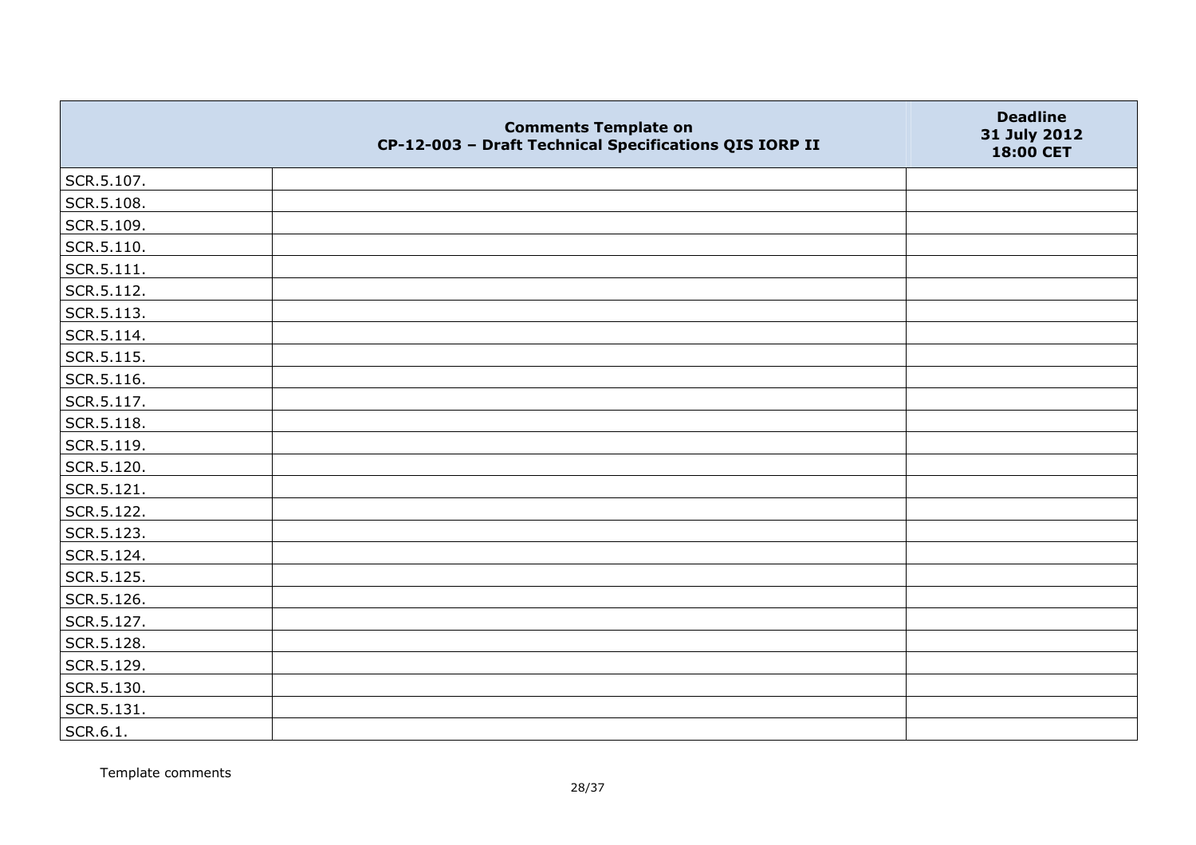| | Comments Template on CP-12-003 – Draft Technical Specifications QIS IORP II | Deadline 31 July 2012 18:00 CET |
|---|---|---|
| SCR.5.107. | | |
| SCR.5.108. | | |
| SCR.5.109. | | |
| SCR.5.110. | | |
| SCR.5.111. | | |
| SCR.5.112. | | |
| SCR.5.113. | | |
| SCR.5.114. | | |
| SCR.5.115. | | |
| SCR.5.116. | | |
| SCR.5.117. | | |
| SCR.5.118. | | |
| SCR.5.119. | | |
| SCR.5.120. | | |
| SCR.5.121. | | |
| SCR.5.122. | | |
| SCR.5.123. | | |
| SCR.5.124. | | |
| SCR.5.125. | | |
| SCR.5.126. | | |
| SCR.5.127. | | |
| SCR.5.128. | | |
| SCR.5.129. | | |
| SCR.5.130. | | |
| SCR.5.131. | | |
| SCR.6.1. | | |

Template comments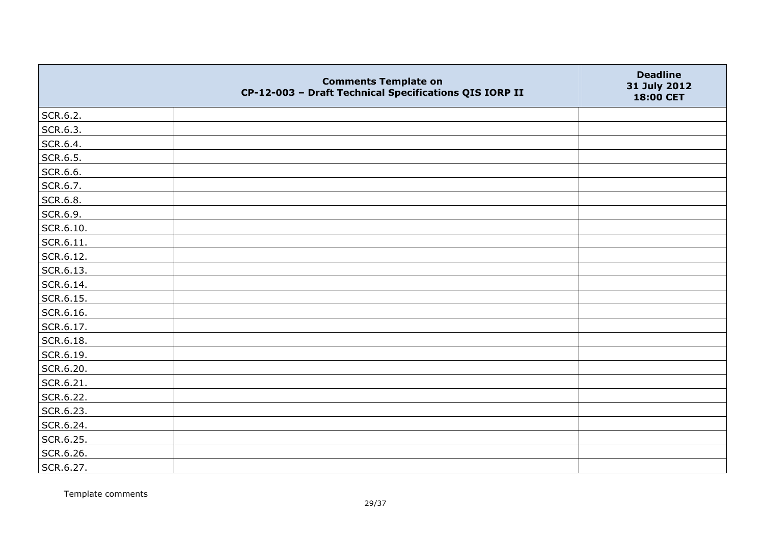| | Comments Template on CP-12-003 – Draft Technical Specifications QIS IORP II | Deadline 31 July 2012 18:00 CET |
|---|---|---|
| SCR.6.2. | | |
| SCR.6.3. | | |
| SCR.6.4. | | |
| SCR.6.5. | | |
| SCR.6.6. | | |
| SCR.6.7. | | |
| SCR.6.8. | | |
| SCR.6.9. | | |
| SCR.6.10. | | |
| SCR.6.11. | | |
| SCR.6.12. | | |
| SCR.6.13. | | |
| SCR.6.14. | | |
| SCR.6.15. | | |
| SCR.6.16. | | |
| SCR.6.17. | | |
| SCR.6.18. | | |
| SCR.6.19. | | |
| SCR.6.20. | | |
| SCR.6.21. | | |
| SCR.6.22. | | |
| SCR.6.23. | | |
| SCR.6.24. | | |
| SCR.6.25. | | |
| SCR.6.26. | | |
| SCR.6.27. | | |

Template comments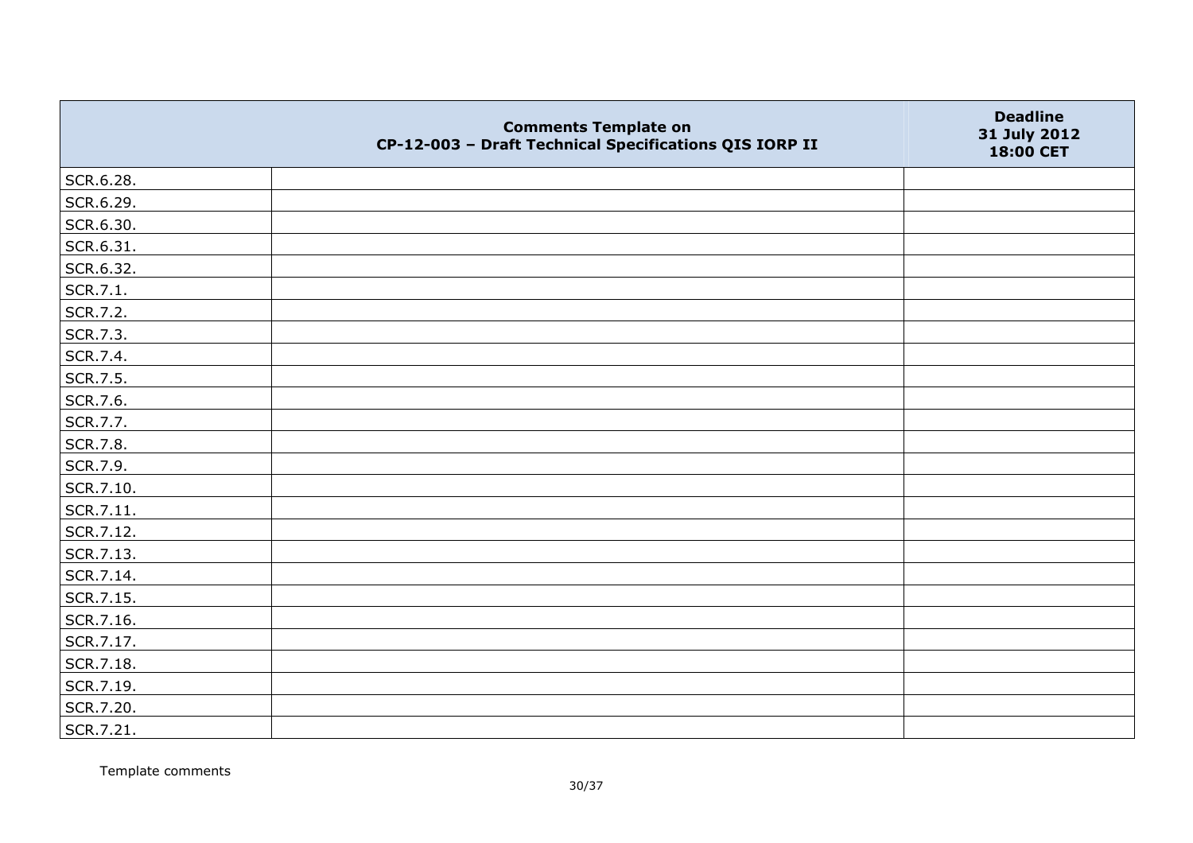| | Comments Template on CP-12-003 – Draft Technical Specifications QIS IORP II | Deadline 31 July 2012 18:00 CET |
|---|---|---|
| SCR.6.28. | | |
| SCR.6.29. | | |
| SCR.6.30. | | |
| SCR.6.31. | | |
| SCR.6.32. | | |
| SCR.7.1. | | |
| SCR.7.2. | | |
| SCR.7.3. | | |
| SCR.7.4. | | |
| SCR.7.5. | | |
| SCR.7.6. | | |
| SCR.7.7. | | |
| SCR.7.8. | | |
| SCR.7.9. | | |
| SCR.7.10. | | |
| SCR.7.11. | | |
| SCR.7.12. | | |
| SCR.7.13. | | |
| SCR.7.14. | | |
| SCR.7.15. | | |
| SCR.7.16. | | |
| SCR.7.17. | | |
| SCR.7.18. | | |
| SCR.7.19. | | |
| SCR.7.20. | | |
| SCR.7.21. | | |

Template comments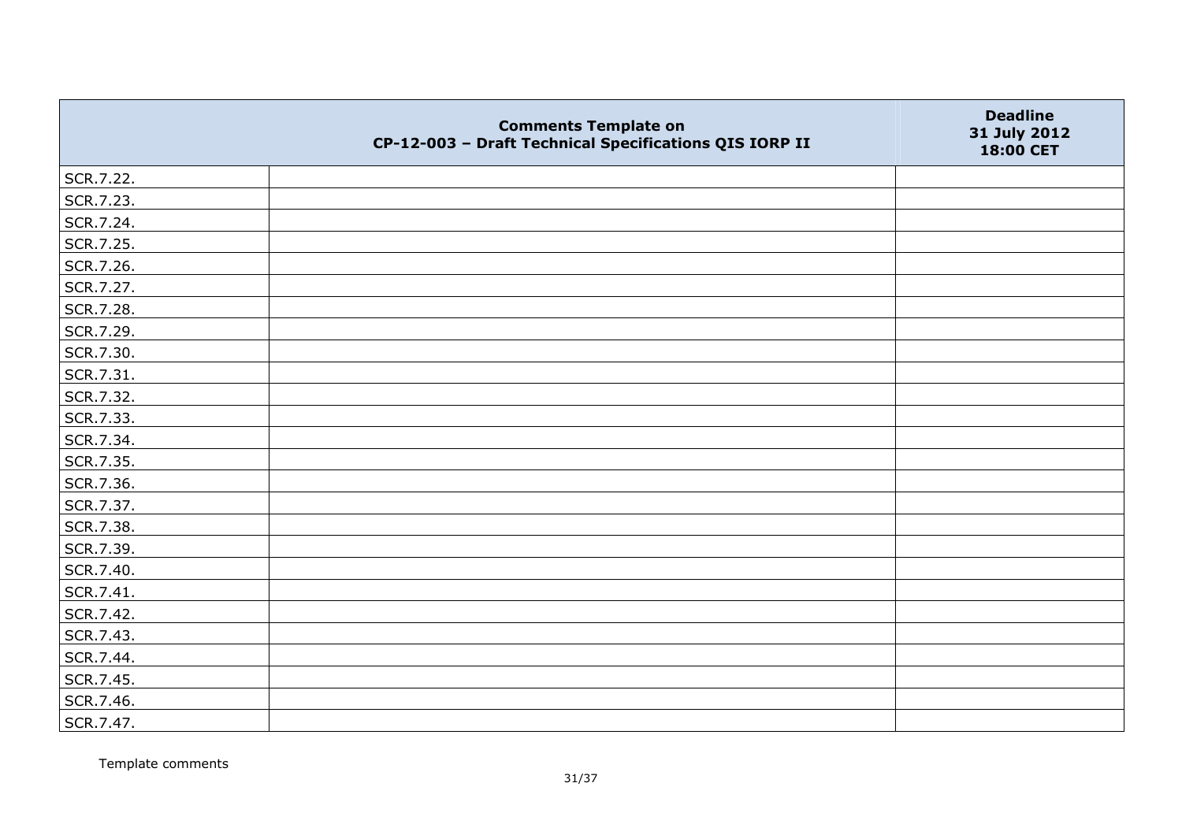| | Comments Template on CP-12-003 – Draft Technical Specifications QIS IORP II | Deadline 31 July 2012 18:00 CET |
|---|---|---|
| SCR.7.22. | | |
| SCR.7.23. | | |
| SCR.7.24. | | |
| SCR.7.25. | | |
| SCR.7.26. | | |
| SCR.7.27. | | |
| SCR.7.28. | | |
| SCR.7.29. | | |
| SCR.7.30. | | |
| SCR.7.31. | | |
| SCR.7.32. | | |
| SCR.7.33. | | |
| SCR.7.34. | | |
| SCR.7.35. | | |
| SCR.7.36. | | |
| SCR.7.37. | | |
| SCR.7.38. | | |
| SCR.7.39. | | |
| SCR.7.40. | | |
| SCR.7.41. | | |
| SCR.7.42. | | |
| SCR.7.43. | | |
| SCR.7.44. | | |
| SCR.7.45. | | |
| SCR.7.46. | | |
| SCR.7.47. | | |

Template comments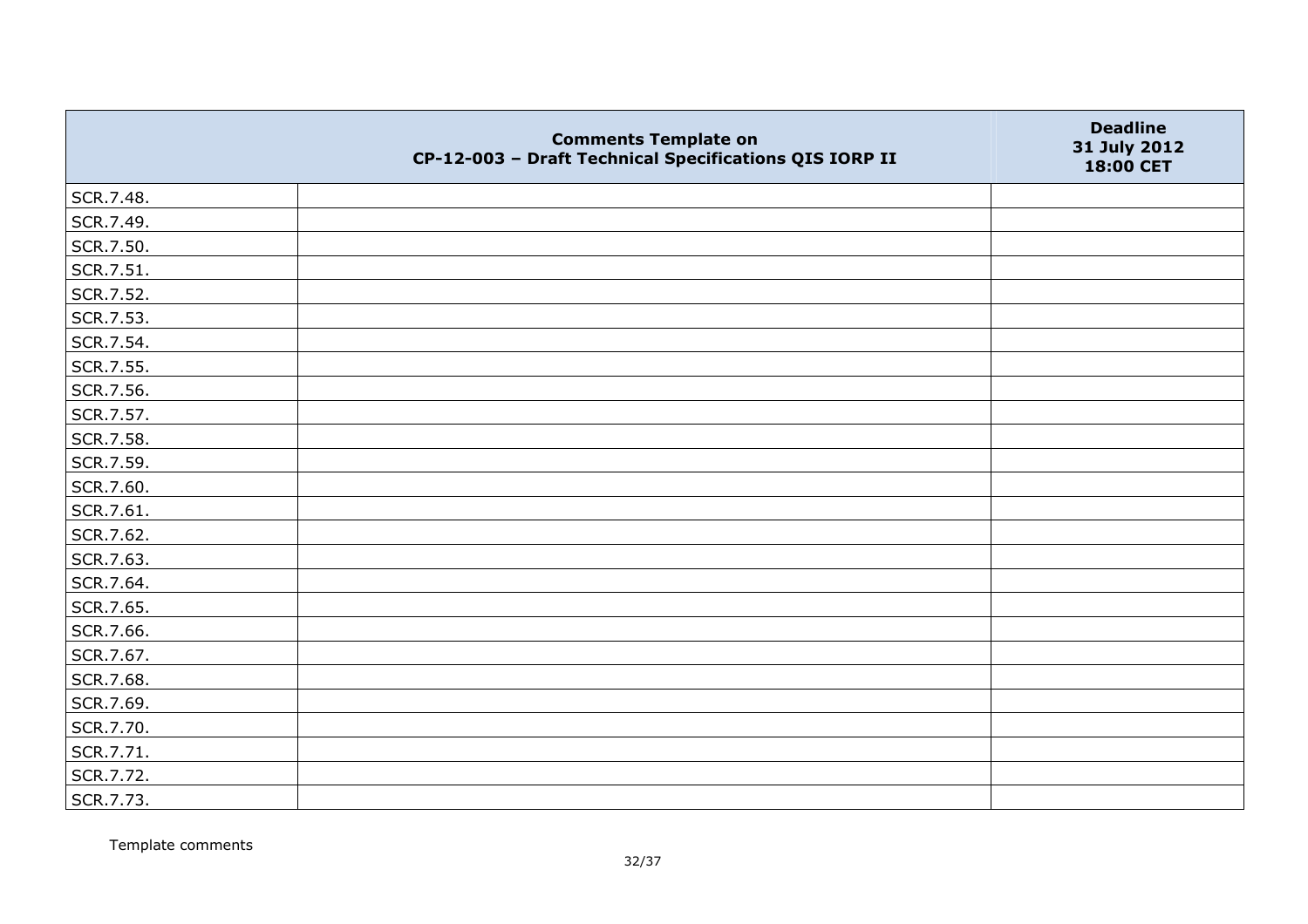| | Comments Template on CP-12-003 – Draft Technical Specifications QIS IORP II | Deadline 31 July 2012 18:00 CET |
|---|---|---|
| SCR.7.48. | | |
| SCR.7.49. | | |
| SCR.7.50. | | |
| SCR.7.51. | | |
| SCR.7.52. | | |
| SCR.7.53. | | |
| SCR.7.54. | | |
| SCR.7.55. | | |
| SCR.7.56. | | |
| SCR.7.57. | | |
| SCR.7.58. | | |
| SCR.7.59. | | |
| SCR.7.60. | | |
| SCR.7.61. | | |
| SCR.7.62. | | |
| SCR.7.63. | | |
| SCR.7.64. | | |
| SCR.7.65. | | |
| SCR.7.66. | | |
| SCR.7.67. | | |
| SCR.7.68. | | |
| SCR.7.69. | | |
| SCR.7.70. | | |
| SCR.7.71. | | |
| SCR.7.72. | | |
| SCR.7.73. | | |

Template comments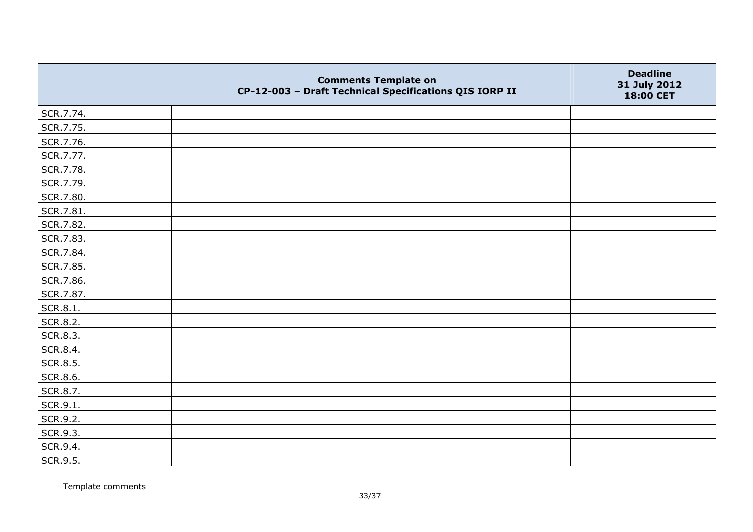| | Comments Template on CP-12-003 – Draft Technical Specifications QIS IORP II | Deadline 31 July 2012 18:00 CET |
|---|---|---|
| SCR.7.74. | | |
| SCR.7.75. | | |
| SCR.7.76. | | |
| SCR.7.77. | | |
| SCR.7.78. | | |
| SCR.7.79. | | |
| SCR.7.80. | | |
| SCR.7.81. | | |
| SCR.7.82. | | |
| SCR.7.83. | | |
| SCR.7.84. | | |
| SCR.7.85. | | |
| SCR.7.86. | | |
| SCR.7.87. | | |
| SCR.8.1. | | |
| SCR.8.2. | | |
| SCR.8.3. | | |
| SCR.8.4. | | |
| SCR.8.5. | | |
| SCR.8.6. | | |
| SCR.8.7. | | |
| SCR.9.1. | | |
| SCR.9.2. | | |
| SCR.9.3. | | |
| SCR.9.4. | | |
| SCR.9.5. | | |

Template comments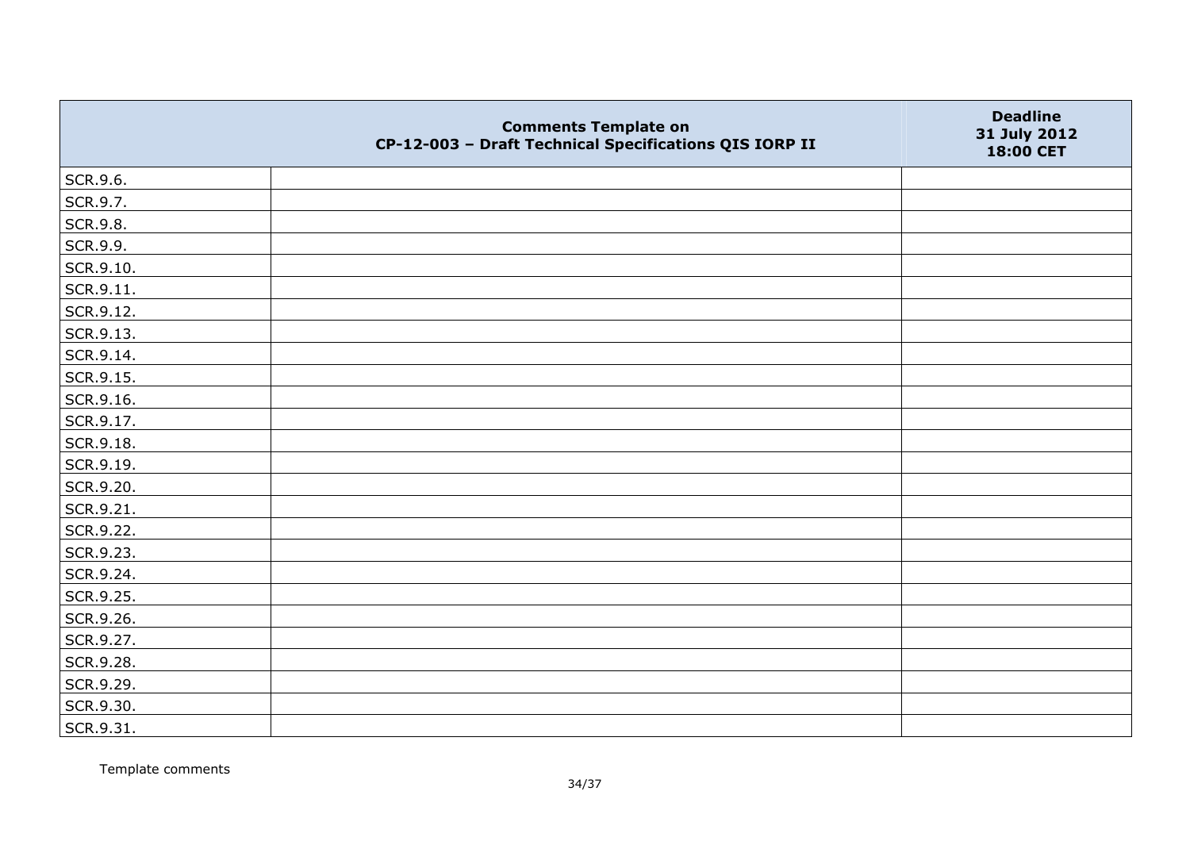|  | Comments Template on CP-12-003 – Draft Technical Specifications QIS IORP II | Deadline 31 July 2012 18:00 CET |
|---|---|---|
| SCR.9.6. | | |
| SCR.9.7. | | |
| SCR.9.8. | | |
| SCR.9.9. | | |
| SCR.9.10. | | |
| SCR.9.11. | | |
| SCR.9.12. | | |
| SCR.9.13. | | |
| SCR.9.14. | | |
| SCR.9.15. | | |
| SCR.9.16. | | |
| SCR.9.17. | | |
| SCR.9.18. | | |
| SCR.9.19. | | |
| SCR.9.20. | | |
| SCR.9.21. | | |
| SCR.9.22. | | |
| SCR.9.23. | | |
| SCR.9.24. | | |
| SCR.9.25. | | |
| SCR.9.26. | | |
| SCR.9.27. | | |
| SCR.9.28. | | |
| SCR.9.29. | | |
| SCR.9.30. | | |
| SCR.9.31. | | |

Template comments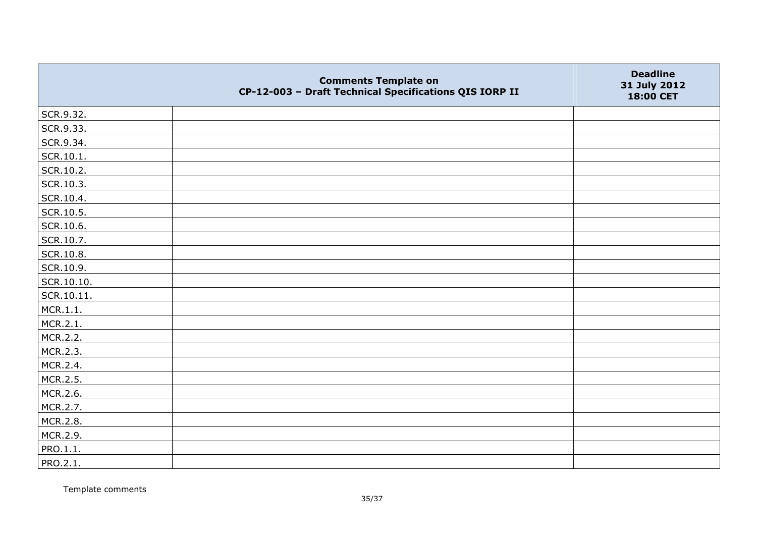| | Comments Template on CP-12-003 – Draft Technical Specifications QIS IORP II | Deadline 31 July 2012 18:00 CET |
|---|---|---|
| SCR.9.32. | | |
| SCR.9.33. | | |
| SCR.9.34. | | |
| SCR.10.1. | | |
| SCR.10.2. | | |
| SCR.10.3. | | |
| SCR.10.4. | | |
| SCR.10.5. | | |
| SCR.10.6. | | |
| SCR.10.7. | | |
| SCR.10.8. | | |
| SCR.10.9. | | |
| SCR.10.10. | | |
| SCR.10.11. | | |
| MCR.1.1. | | |
| MCR.2.1. | | |
| MCR.2.2. | | |
| MCR.2.3. | | |
| MCR.2.4. | | |
| MCR.2.5. | | |
| MCR.2.6. | | |
| MCR.2.7. | | |
| MCR.2.8. | | |
| MCR.2.9. | | |
| PRO.1.1. | | |
| PRO.2.1. | | |

Template comments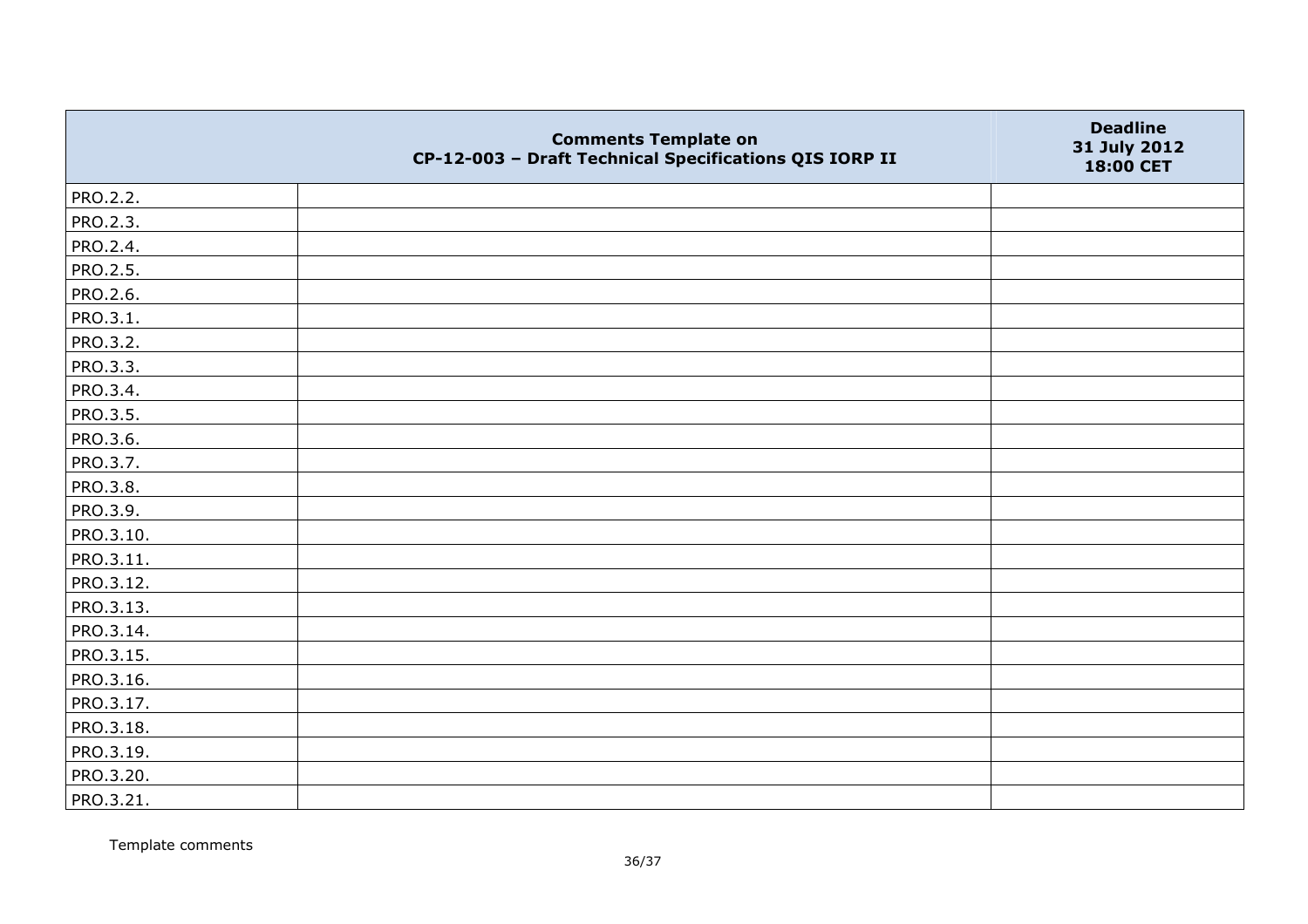| | Comments Template on CP-12-003 – Draft Technical Specifications QIS IORP II | Deadline 31 July 2012 18:00 CET |
|---|---|---|
| PRO.2.2. | | |
| PRO.2.3. | | |
| PRO.2.4. | | |
| PRO.2.5. | | |
| PRO.2.6. | | |
| PRO.3.1. | | |
| PRO.3.2. | | |
| PRO.3.3. | | |
| PRO.3.4. | | |
| PRO.3.5. | | |
| PRO.3.6. | | |
| PRO.3.7. | | |
| PRO.3.8. | | |
| PRO.3.9. | | |
| PRO.3.10. | | |
| PRO.3.11. | | |
| PRO.3.12. | | |
| PRO.3.13. | | |
| PRO.3.14. | | |
| PRO.3.15. | | |
| PRO.3.16. | | |
| PRO.3.17. | | |
| PRO.3.18. | | |
| PRO.3.19. | | |
| PRO.3.20. | | |
| PRO.3.21. | | |

Template comments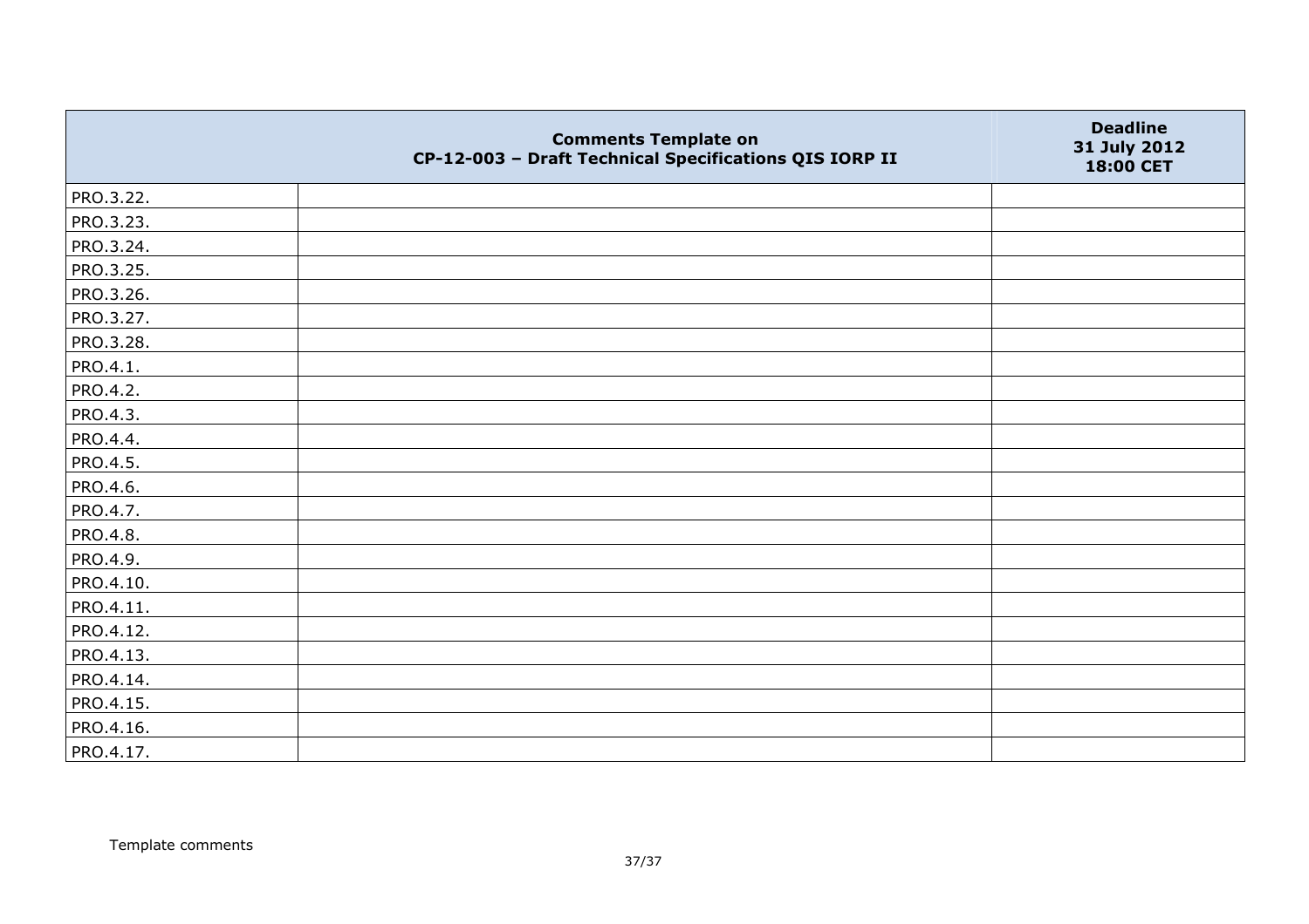| Comments Template on CP-12-003 – Draft Technical Specifications QIS IORP II | | Deadline 31 July 2012 18:00 CET |
|---|---|---|
| PRO.3.22. | | |
| PRO.3.23. | | |
| PRO.3.24. | | |
| PRO.3.25. | | |
| PRO.3.26. | | |
| PRO.3.27. | | |
| PRO.3.28. | | |
| PRO.4.1. | | |
| PRO.4.2. | | |
| PRO.4.3. | | |
| PRO.4.4. | | |
| PRO.4.5. | | |
| PRO.4.6. | | |
| PRO.4.7. | | |
| PRO.4.8. | | |
| PRO.4.9. | | |
| PRO.4.10. | | |
| PRO.4.11. | | |
| PRO.4.12. | | |
| PRO.4.13. | | |
| PRO.4.14. | | |
| PRO.4.15. | | |
| PRO.4.16. | | |
| PRO.4.17. | | |

Template comments